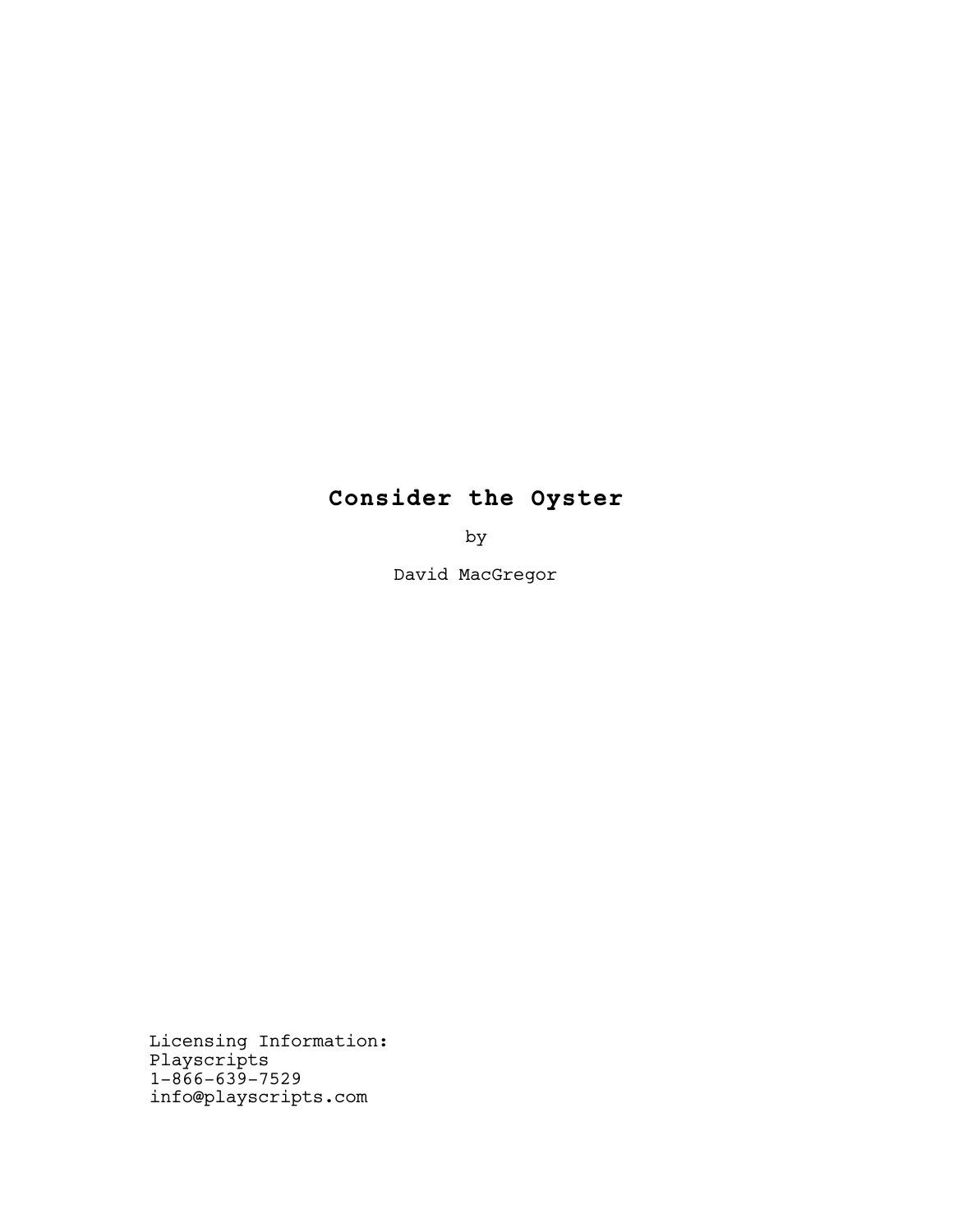# Consider the Oyster

by

David MacGregor

Licensing Information:
Playscripts
1-866-639-7529
info@playscripts.com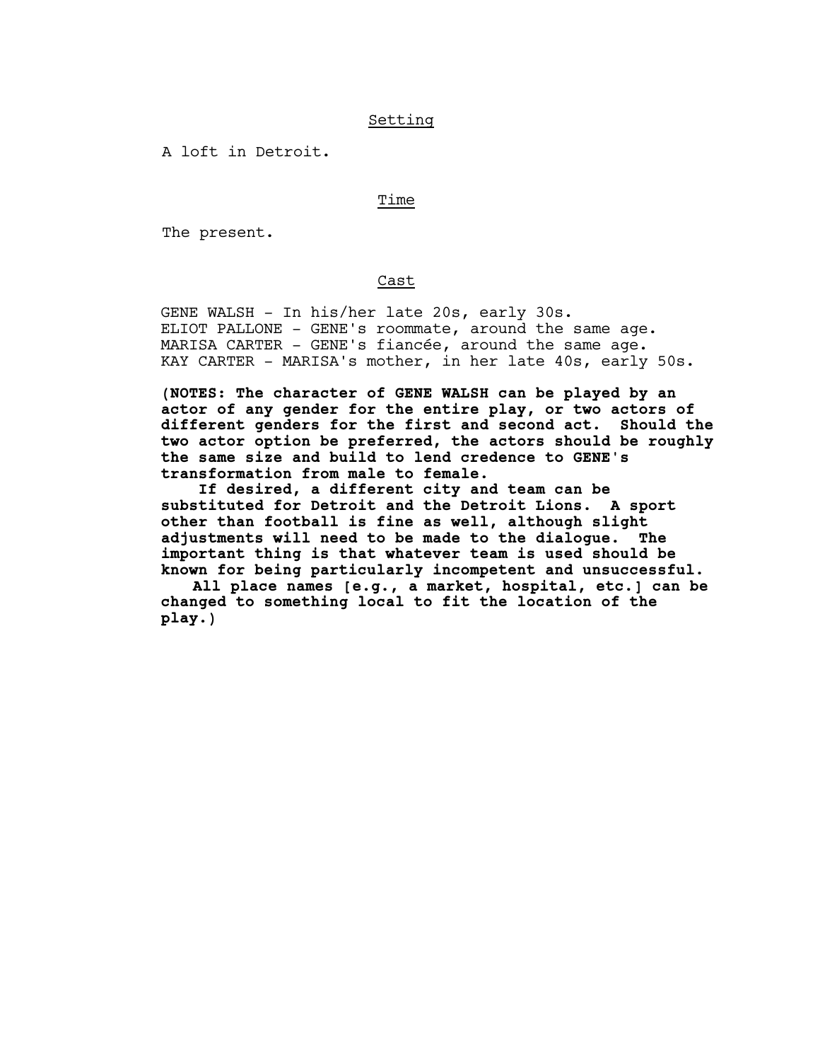## Setting

A loft in Detroit.

## Time

The present.

## Cast

GENE WALSH - In his/her late 20s, early 30s.
ELIOT PALLONE - GENE's roommate, around the same age.
MARISA CARTER - GENE's fiancée, around the same age.
KAY CARTER - MARISA's mother, in her late 40s, early 50s.

**(NOTES: The character of GENE WALSH can be played by an actor of any gender for the entire play, or two actors of different genders for the first and second act. Should the two actor option be preferred, the actors should be roughly the same size and build to lend credence to GENE's transformation from male to female.**

**If desired, a different city and team can be substituted for Detroit and the Detroit Lions. A sport other than football is fine as well, although slight adjustments will need to be made to the dialogue. The important thing is that whatever team is used should be known for being particularly incompetent and unsuccessful.**

**All place names [e.g., a market, hospital, etc.] can be changed to something local to fit the location of the play.)**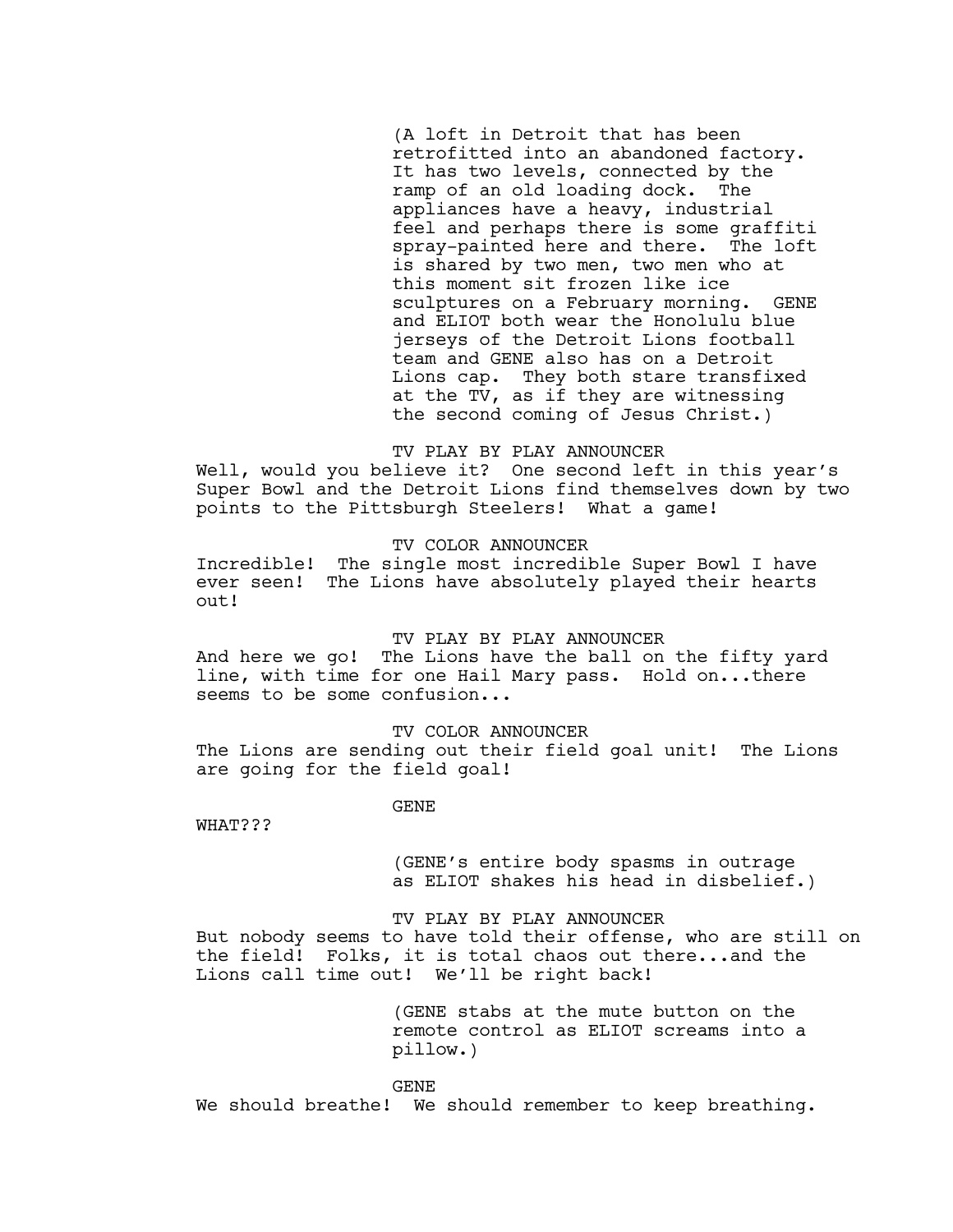(A loft in Detroit that has been retrofitted into an abandoned factory. It has two levels, connected by the ramp of an old loading dock. The appliances have a heavy, industrial feel and perhaps there is some graffiti spray-painted here and there. The loft is shared by two men, two men who at this moment sit frozen like ice sculptures on a February morning. GENE and ELIOT both wear the Honolulu blue jerseys of the Detroit Lions football team and GENE also has on a Detroit Lions cap. They both stare transfixed at the TV, as if they are witnessing the second coming of Jesus Christ.)

TV PLAY BY PLAY ANNOUNCER

Well, would you believe it? One second left in this year's Super Bowl and the Detroit Lions find themselves down by two points to the Pittsburgh Steelers! What a game!

TV COLOR ANNOUNCER

Incredible! The single most incredible Super Bowl I have ever seen! The Lions have absolutely played their hearts out!

TV PLAY BY PLAY ANNOUNCER

And here we go! The Lions have the ball on the fifty yard line, with time for one Hail Mary pass. Hold on...there seems to be some confusion...

TV COLOR ANNOUNCER

The Lions are sending out their field goal unit! The Lions are going for the field goal!

GENE

WHAT???

(GENE's entire body spasms in outrage as ELIOT shakes his head in disbelief.)

TV PLAY BY PLAY ANNOUNCER

But nobody seems to have told their offense, who are still on the field! Folks, it is total chaos out there...and the Lions call time out! We'll be right back!

(GENE stabs at the mute button on the remote control as ELIOT screams into a pillow.)

GENE

We should breathe! We should remember to keep breathing.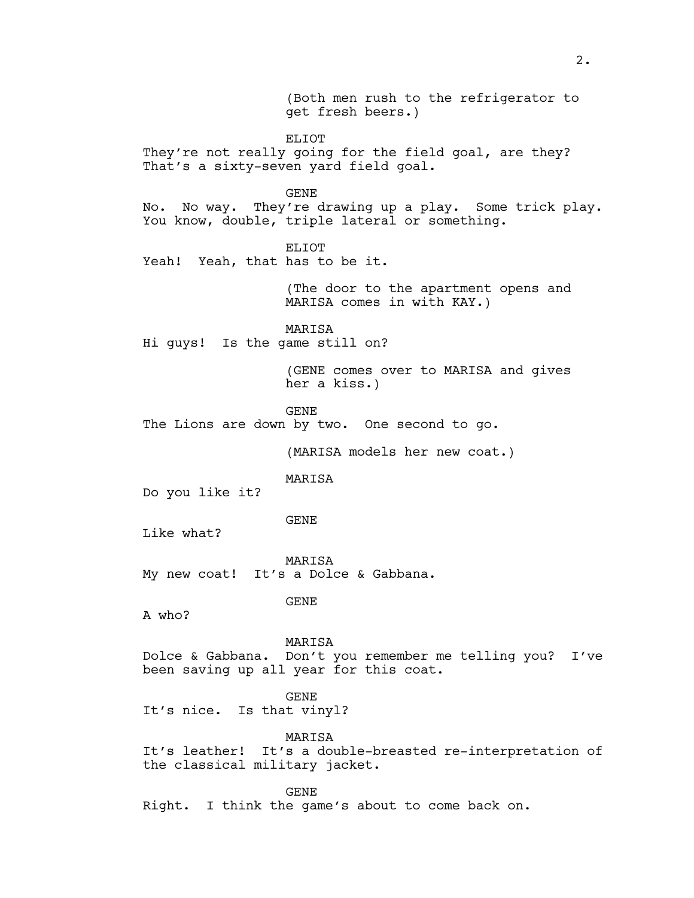(Both men rush to the refrigerator to get fresh beers.)

ELIOT

They're not really going for the field goal, are they? That's a sixty-seven yard field goal.

GENE

No. No way. They're drawing up a play. Some trick play. You know, double, triple lateral or something.

ELIOT

Yeah! Yeah, that has to be it.

(The door to the apartment opens and MARISA comes in with KAY.)

MARISA

Hi guys! Is the game still on?

(GENE comes over to MARISA and gives her a kiss.)

GENE

The Lions are down by two. One second to go.

(MARISA models her new coat.)

MARISA

Do you like it?

GENE

Like what?

MARISA

My new coat! It's a Dolce & Gabbana.

GENE

A who?

MARISA

Dolce & Gabbana. Don't you remember me telling you? I've been saving up all year for this coat.

GENE

It's nice. Is that vinyl?

MARISA

It's leather! It's a double-breasted re-interpretation of the classical military jacket.

GENE

Right. I think the game's about to come back on.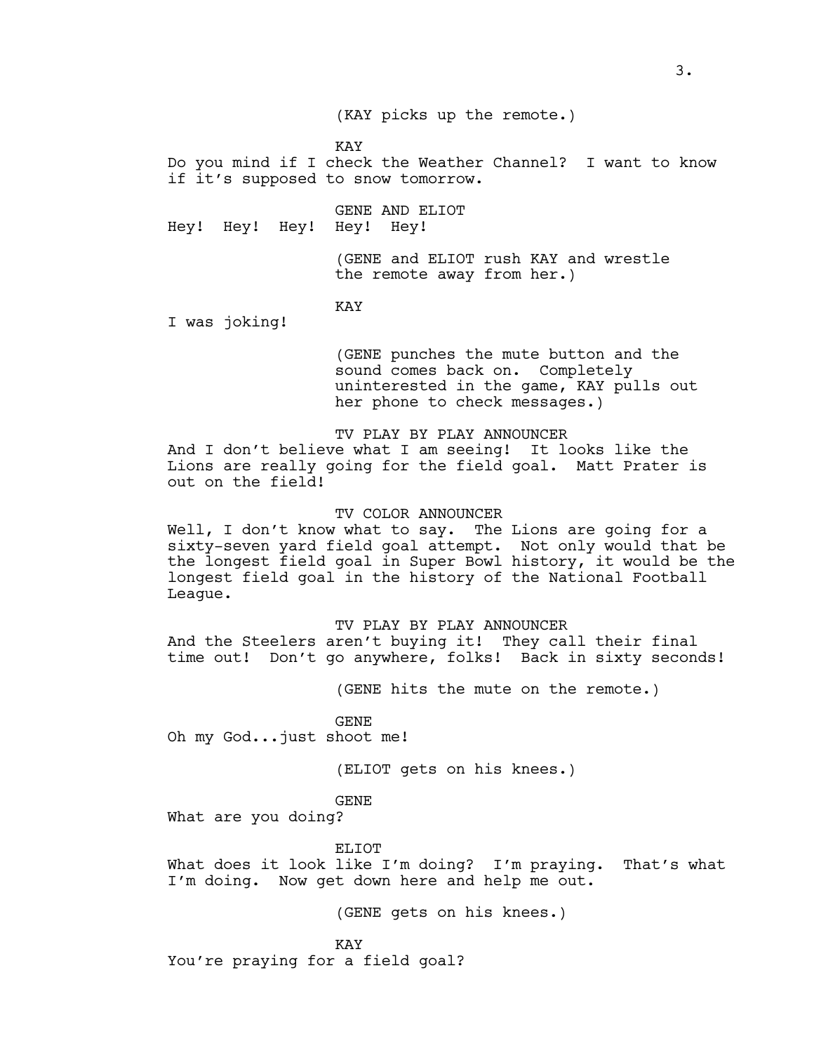(KAY picks up the remote.)

KAY
Do you mind if I check the Weather Channel? I want to know if it's supposed to snow tomorrow.

GENE AND ELIOT
Hey! Hey! Hey! Hey! Hey!

(GENE and ELIOT rush KAY and wrestle the remote away from her.)

KAY
I was joking!

(GENE punches the mute button and the sound comes back on. Completely uninterested in the game, KAY pulls out her phone to check messages.)

TV PLAY BY PLAY ANNOUNCER
And I don't believe what I am seeing! It looks like the Lions are really going for the field goal. Matt Prater is out on the field!

TV COLOR ANNOUNCER
Well, I don't know what to say. The Lions are going for a sixty-seven yard field goal attempt. Not only would that be the longest field goal in Super Bowl history, it would be the longest field goal in the history of the National Football League.

TV PLAY BY PLAY ANNOUNCER
And the Steelers aren't buying it! They call their final time out! Don't go anywhere, folks! Back in sixty seconds!

(GENE hits the mute on the remote.)

GENE
Oh my God...just shoot me!

(ELIOT gets on his knees.)

GENE
What are you doing?

ELIOT
What does it look like I'm doing? I'm praying. That's what I'm doing. Now get down here and help me out.

(GENE gets on his knees.)

KAY
You're praying for a field goal?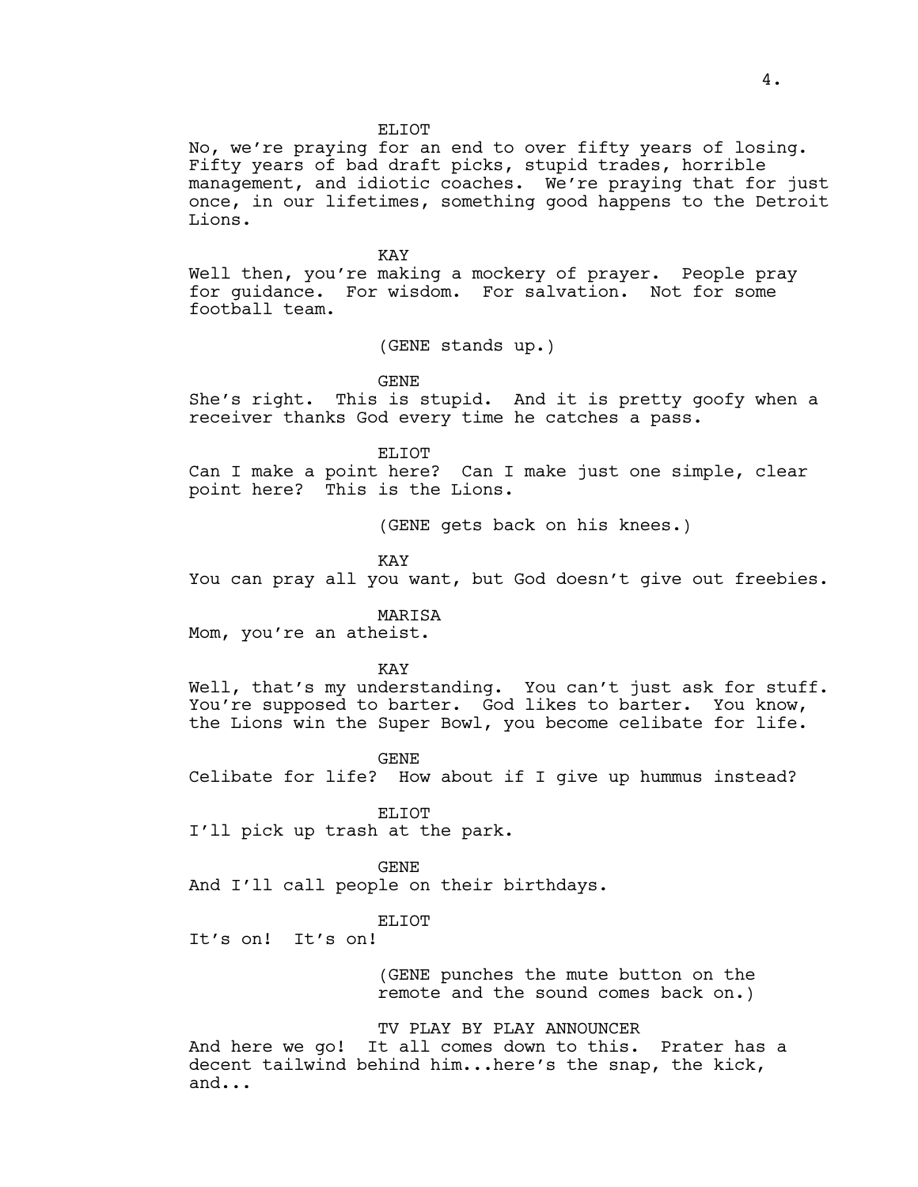ELIOT

No, we're praying for an end to over fifty years of losing. Fifty years of bad draft picks, stupid trades, horrible management, and idiotic coaches. We're praying that for just once, in our lifetimes, something good happens to the Detroit Lions.

KAY

Well then, you're making a mockery of prayer. People pray for guidance. For wisdom. For salvation. Not for some football team.

(GENE stands up.)

GENE

She's right. This is stupid. And it is pretty goofy when a receiver thanks God every time he catches a pass.

ELIOT

Can I make a point here? Can I make just one simple, clear point here? This is the Lions.

(GENE gets back on his knees.)

KAY

You can pray all you want, but God doesn't give out freebies.

MARISA

Mom, you're an atheist.

KAY

Well, that's my understanding. You can't just ask for stuff. You're supposed to barter. God likes to barter. You know, the Lions win the Super Bowl, you become celibate for life.

GENE

Celibate for life? How about if I give up hummus instead?

ELIOT

I'll pick up trash at the park.

GENE

And I'll call people on their birthdays.

ELIOT

It's on! It's on!

(GENE punches the mute button on the remote and the sound comes back on.)

TV PLAY BY PLAY ANNOUNCER

And here we go! It all comes down to this. Prater has a decent tailwind behind him...here's the snap, the kick, and...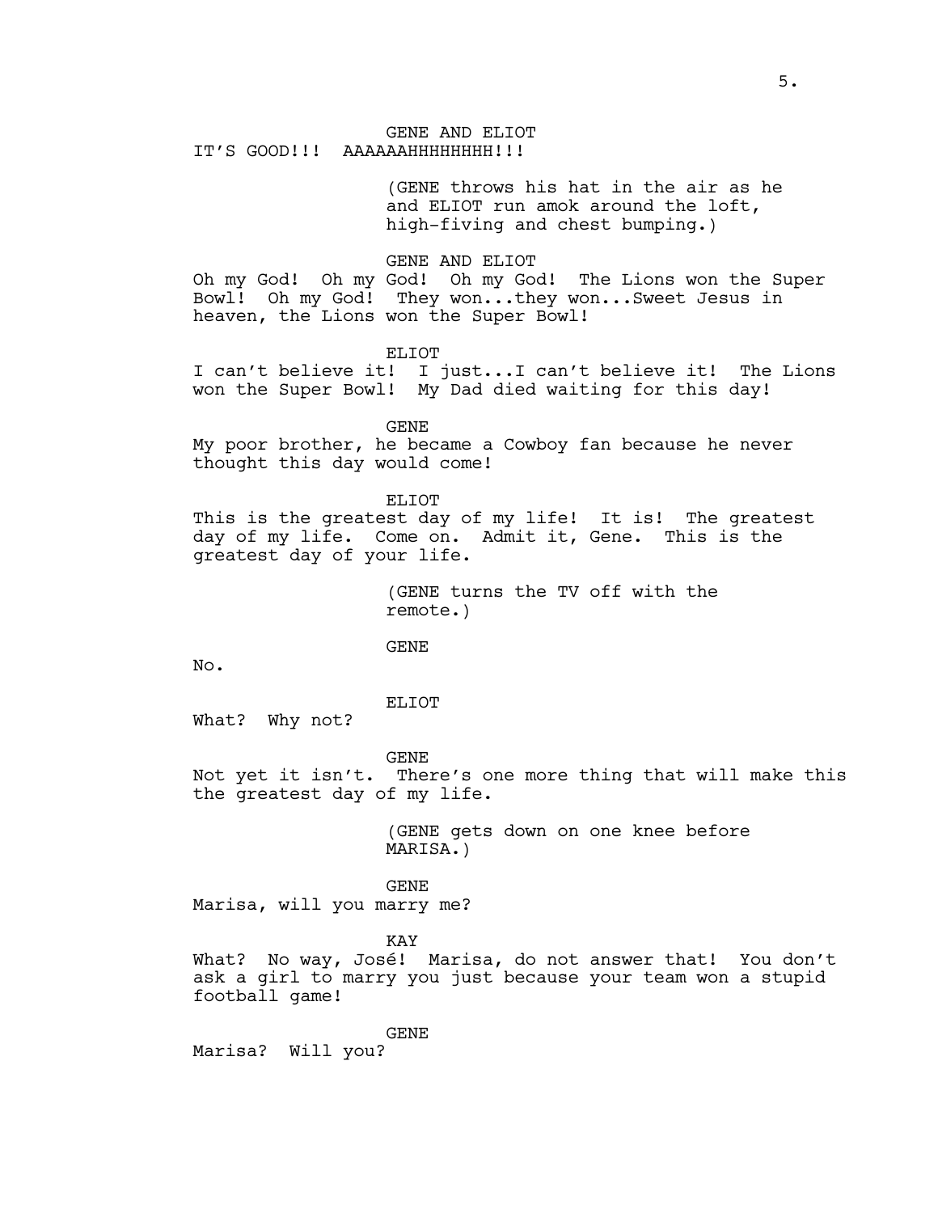GENE AND ELIOT
IT'S GOOD!!! AAAAAAHHHHHHHH!!!

(GENE throws his hat in the air as he and ELIOT run amok around the loft, high-fiving and chest bumping.)

GENE AND ELIOT
Oh my God! Oh my God! Oh my God! The Lions won the Super Bowl! Oh my God! They won...they won...Sweet Jesus in heaven, the Lions won the Super Bowl!

ELIOT
I can't believe it! I just...I can't believe it! The Lions won the Super Bowl! My Dad died waiting for this day!

GENE
My poor brother, he became a Cowboy fan because he never thought this day would come!

ELIOT
This is the greatest day of my life! It is! The greatest day of my life. Come on. Admit it, Gene. This is the greatest day of your life.

(GENE turns the TV off with the remote.)

GENE
No.

ELIOT
What? Why not?

GENE
Not yet it isn't. There's one more thing that will make this the greatest day of my life.

(GENE gets down on one knee before MARISA.)

GENE
Marisa, will you marry me?

KAY
What? No way, José! Marisa, do not answer that! You don't ask a girl to marry you just because your team won a stupid football game!

GENE
Marisa? Will you?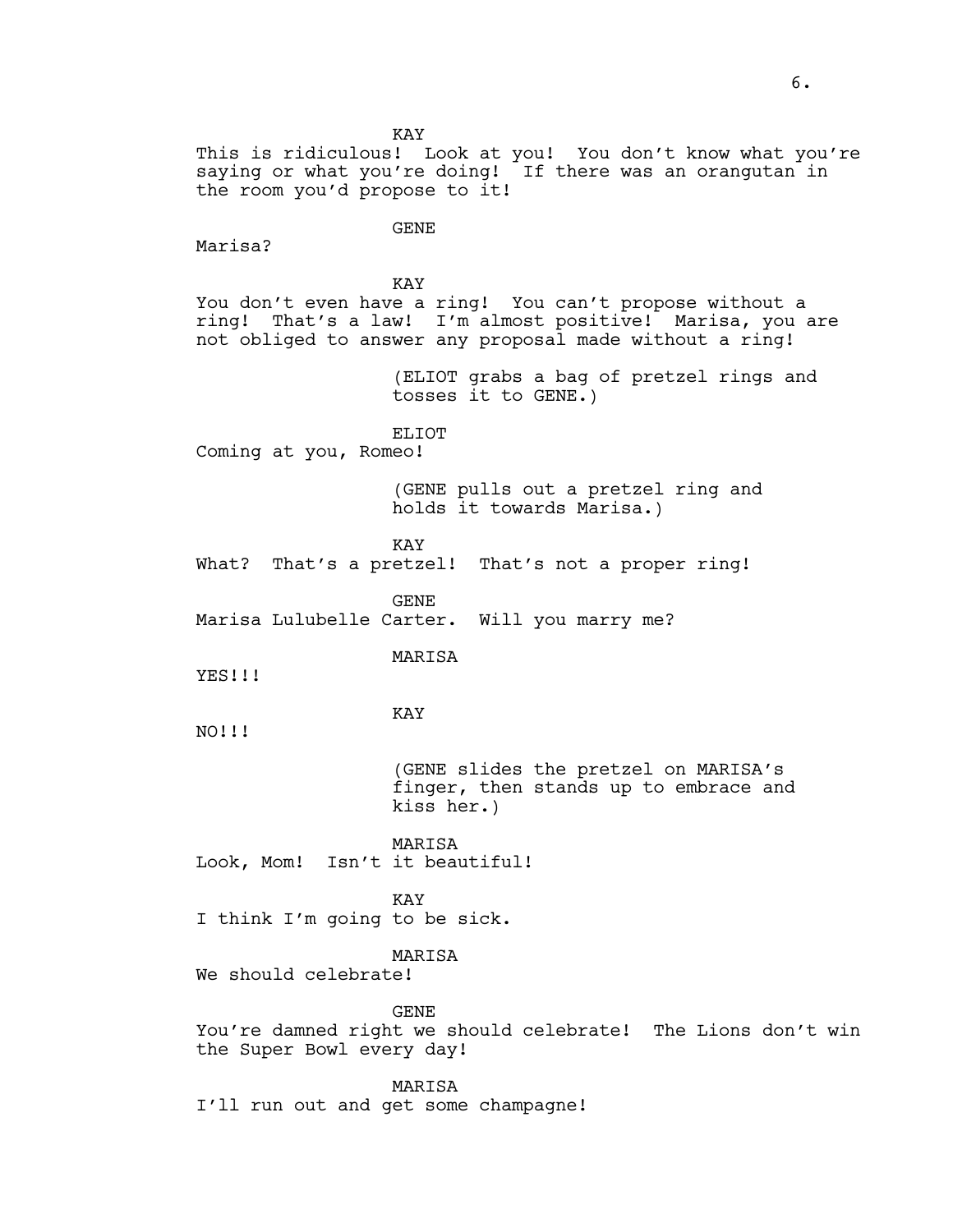KAY

This is ridiculous! Look at you! You don't know what you're saying or what you're doing! If there was an orangutan in the room you'd propose to it!

GENE

Marisa?

KAY

You don't even have a ring! You can't propose without a ring! That's a law! I'm almost positive! Marisa, you are not obliged to answer any proposal made without a ring!

(ELIOT grabs a bag of pretzel rings and tosses it to GENE.)

ELIOT

Coming at you, Romeo!

(GENE pulls out a pretzel ring and holds it towards Marisa.)

KAY

What? That's a pretzel! That's not a proper ring!

GENE

Marisa Lulubelle Carter. Will you marry me?

MARISA

YES!!!

KAY

NO!!!

(GENE slides the pretzel on MARISA's finger, then stands up to embrace and kiss her.)

MARISA

Look, Mom! Isn't it beautiful!

KAY

I think I'm going to be sick.

MARISA

We should celebrate!

GENE

You're damned right we should celebrate! The Lions don't win the Super Bowl every day!

MARISA

I'll run out and get some champagne!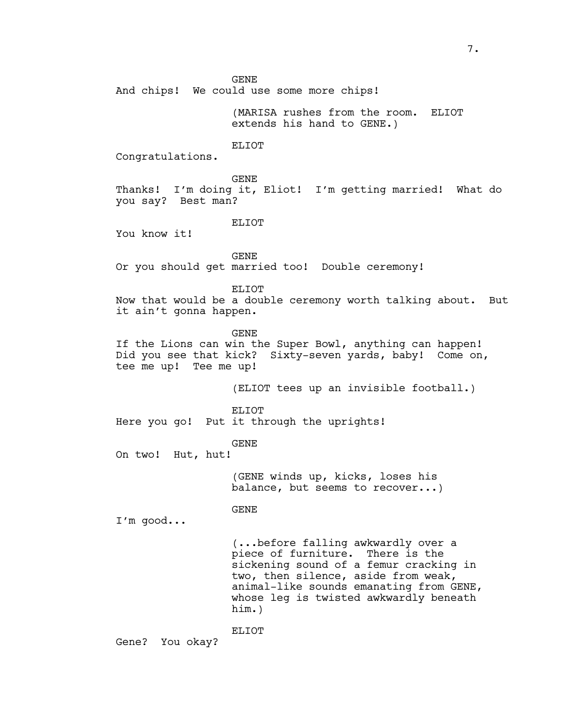GENE

And chips! We could use some more chips!

(MARISA rushes from the room. ELIOT extends his hand to GENE.)

ELIOT

Congratulations.

GENE

Thanks! I'm doing it, Eliot! I'm getting married! What do you say? Best man?

ELIOT

You know it!

GENE

Or you should get married too! Double ceremony!

ELIOT

Now that would be a double ceremony worth talking about. But it ain't gonna happen.

GENE

If the Lions can win the Super Bowl, anything can happen! Did you see that kick? Sixty-seven yards, baby! Come on, tee me up! Tee me up!

(ELIOT tees up an invisible football.)

ELIOT

Here you go! Put it through the uprights!

GENE

On two! Hut, hut!

(GENE winds up, kicks, loses his balance, but seems to recover...)

GENE

I'm good...

(...before falling awkwardly over a piece of furniture. There is the sickening sound of a femur cracking in two, then silence, aside from weak, animal-like sounds emanating from GENE, whose leg is twisted awkwardly beneath him.)

ELIOT

Gene? You okay?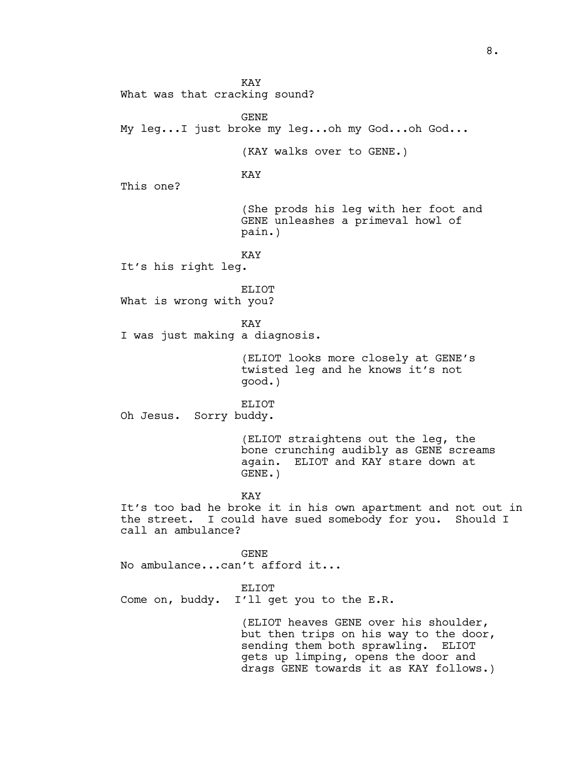KAY
What was that cracking sound?

GENE
My leg...I just broke my leg...oh my God...oh God...

(KAY walks over to GENE.)

KAY
This one?

(She prods his leg with her foot and GENE unleashes a primeval howl of pain.)

KAY
It's his right leg.

ELIOT
What is wrong with you?

KAY
I was just making a diagnosis.

(ELIOT looks more closely at GENE's twisted leg and he knows it's not good.)

ELIOT
Oh Jesus. Sorry buddy.

(ELIOT straightens out the leg, the bone crunching audibly as GENE screams again. ELIOT and KAY stare down at GENE.)

KAY
It's too bad he broke it in his own apartment and not out in the street. I could have sued somebody for you. Should I call an ambulance?

GENE
No ambulance...can't afford it...

ELIOT
Come on, buddy. I'll get you to the E.R.

(ELIOT heaves GENE over his shoulder, but then trips on his way to the door, sending them both sprawling. ELIOT gets up limping, opens the door and drags GENE towards it as KAY follows.)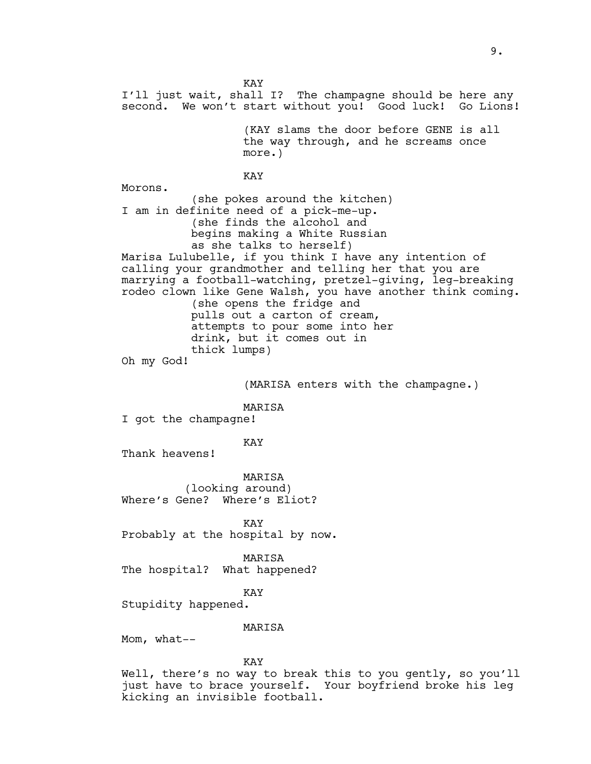KAY

I'll just wait, shall I? The champagne should be here any second. We won't start without you! Good luck! Go Lions!

(KAY slams the door before GENE is all the way through, and he screams once more.)

KAY

Morons.

(she pokes around the kitchen)

I am in definite need of a pick-me-up.

(she finds the alcohol and begins making a White Russian as she talks to herself)

Marisa Lulubelle, if you think I have any intention of calling your grandmother and telling her that you are marrying a football-watching, pretzel-giving, leg-breaking rodeo clown like Gene Walsh, you have another think coming.

(she opens the fridge and pulls out a carton of cream, attempts to pour some into her drink, but it comes out in thick lumps)

Oh my God!

(MARISA enters with the champagne.)

MARISA

I got the champagne!

KAY

Thank heavens!

MARISA

(looking around)

Where's Gene? Where's Eliot?

KAY

Probably at the hospital by now.

MARISA

The hospital? What happened?

KAY

Stupidity happened.

MARISA

Mom, what--

KAY

Well, there's no way to break this to you gently, so you'll just have to brace yourself. Your boyfriend broke his leg kicking an invisible football.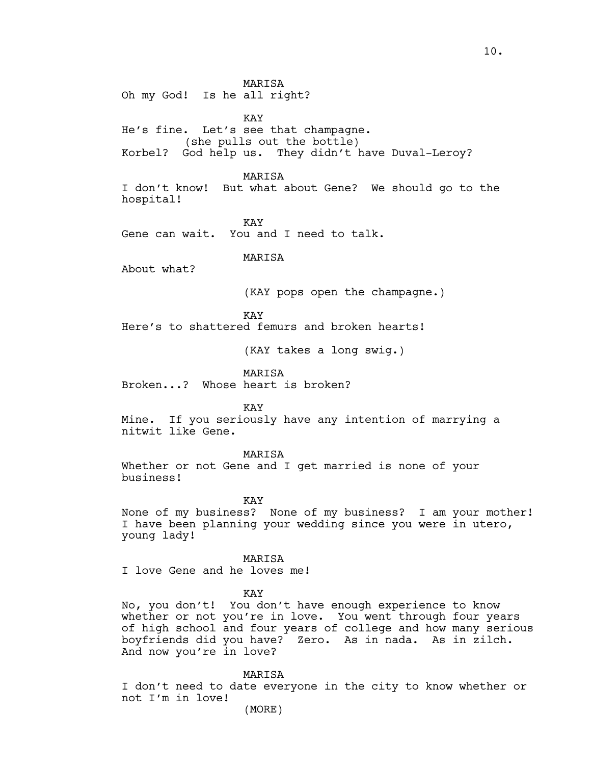MARISA

Oh my God! Is he all right?

KAY

He's fine. Let's see that champagne.

(she pulls out the bottle)

Korbel? God help us. They didn't have Duval-Leroy?

MARISA

I don't know! But what about Gene? We should go to the hospital!

KAY

Gene can wait. You and I need to talk.

MARISA

About what?

(KAY pops open the champagne.)

KAY

Here's to shattered femurs and broken hearts!

(KAY takes a long swig.)

MARISA

Broken...? Whose heart is broken?

KAY

Mine. If you seriously have any intention of marrying a nitwit like Gene.

MARISA

Whether or not Gene and I get married is none of your business!

KAY

None of my business? None of my business? I am your mother! I have been planning your wedding since you were in utero, young lady!

MARISA

I love Gene and he loves me!

KAY

No, you don't! You don't have enough experience to know whether or not you're in love. You went through four years of high school and four years of college and how many serious boyfriends did you have? Zero. As in nada. As in zilch. And now you're in love?

MARISA

I don't need to date everyone in the city to know whether or not I'm in love!

(MORE)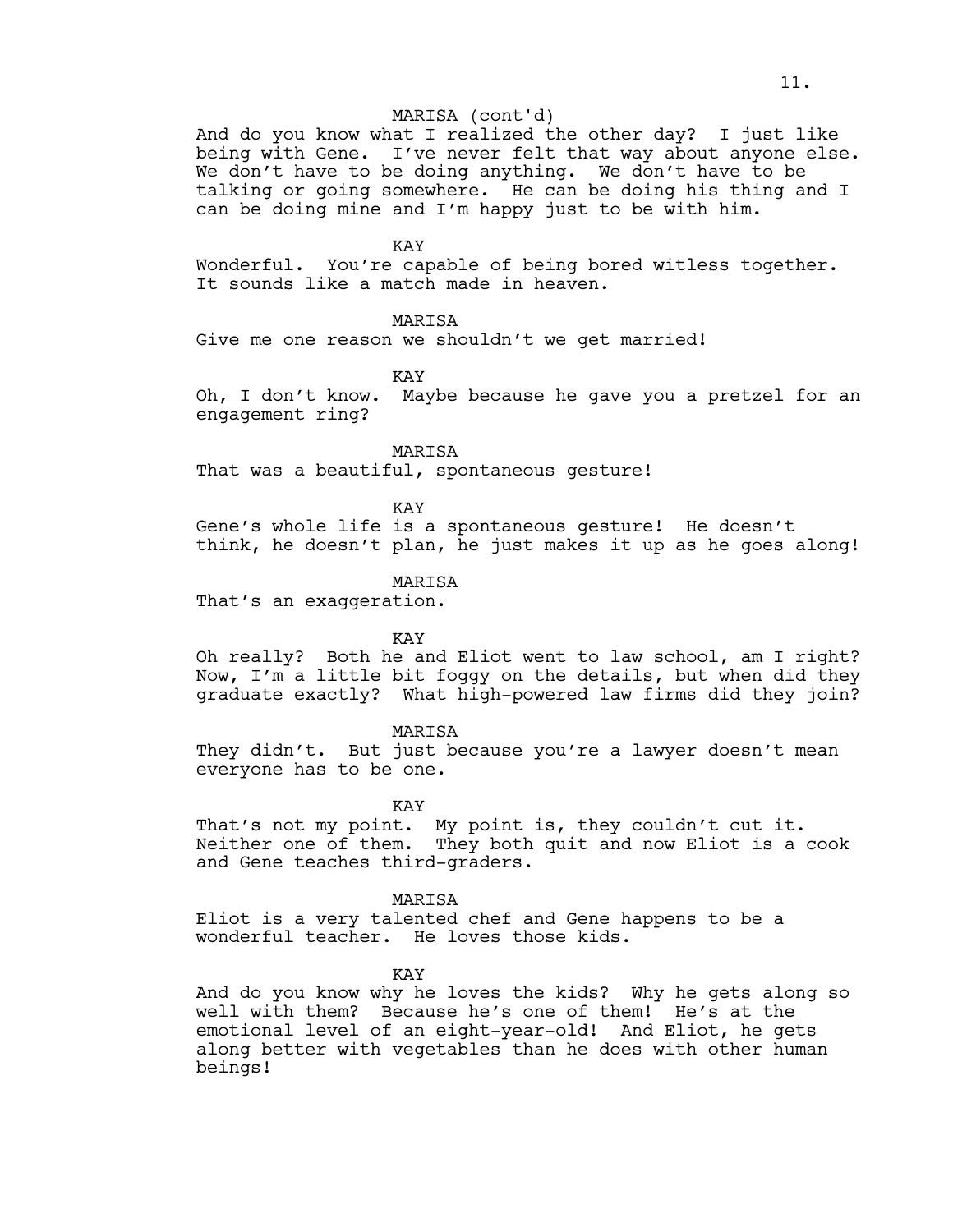MARISA (cont'd)

And do you know what I realized the other day? I just like being with Gene. I've never felt that way about anyone else. We don't have to be doing anything. We don't have to be talking or going somewhere. He can be doing his thing and I can be doing mine and I'm happy just to be with him.

KAY

Wonderful. You're capable of being bored witless together. It sounds like a match made in heaven.

MARISA

Give me one reason we shouldn't we get married!

KAY

Oh, I don't know. Maybe because he gave you a pretzel for an engagement ring?

MARISA

That was a beautiful, spontaneous gesture!

KAY

Gene's whole life is a spontaneous gesture! He doesn't think, he doesn't plan, he just makes it up as he goes along!

MARISA

That's an exaggeration.

KAY

Oh really? Both he and Eliot went to law school, am I right? Now, I'm a little bit foggy on the details, but when did they graduate exactly? What high-powered law firms did they join?

MARISA

They didn't. But just because you're a lawyer doesn't mean everyone has to be one.

KAY

That's not my point. My point is, they couldn't cut it. Neither one of them. They both quit and now Eliot is a cook and Gene teaches third-graders.

MARISA

Eliot is a very talented chef and Gene happens to be a wonderful teacher. He loves those kids.

KAY

And do you know why he loves the kids? Why he gets along so well with them? Because he's one of them! He's at the emotional level of an eight-year-old! And Eliot, he gets along better with vegetables than he does with other human beings!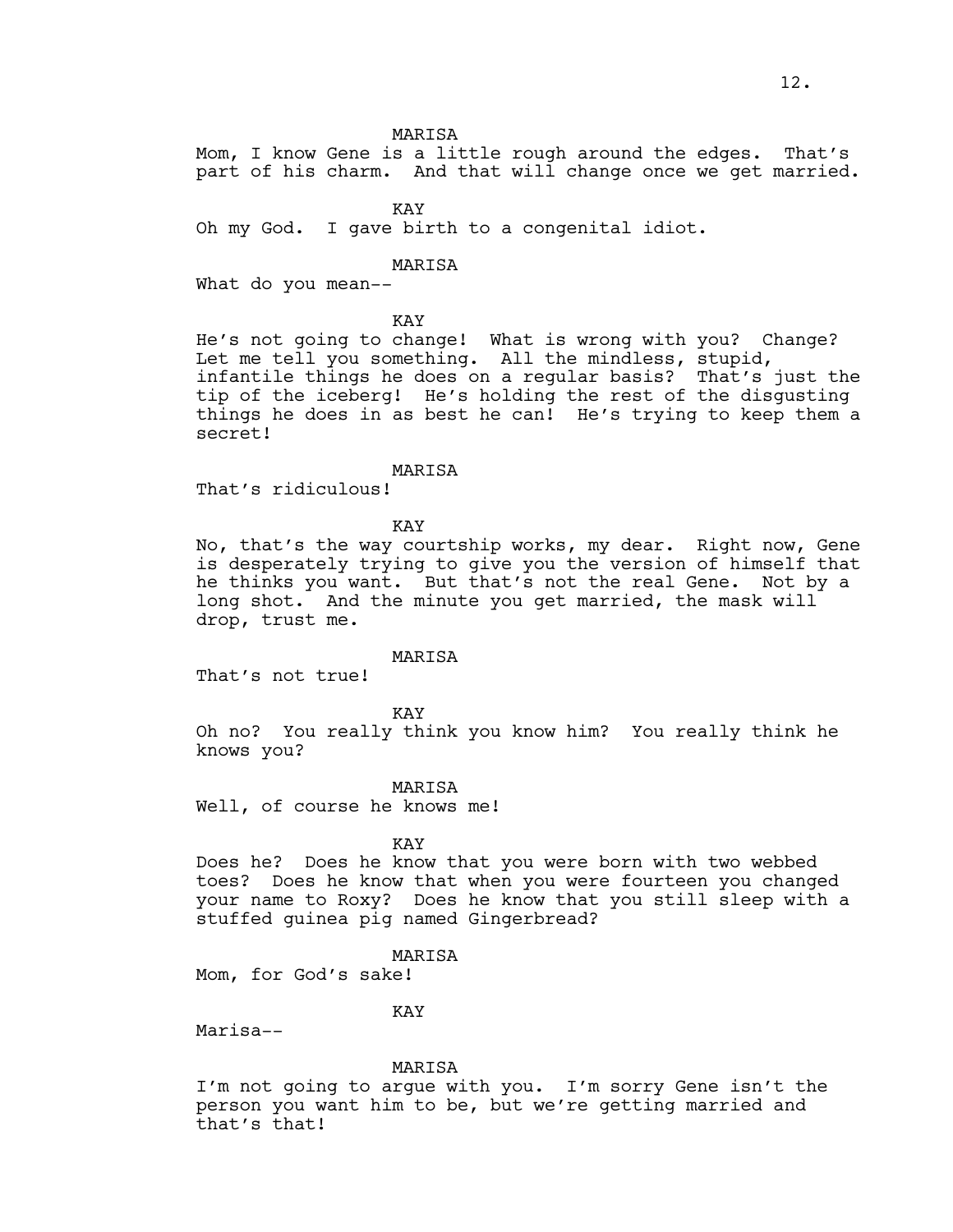MARISA

Mom, I know Gene is a little rough around the edges. That's part of his charm. And that will change once we get married.

KAY

Oh my God. I gave birth to a congenital idiot.

MARISA

What do you mean--

KAY

He's not going to change! What is wrong with you? Change? Let me tell you something. All the mindless, stupid, infantile things he does on a regular basis? That's just the tip of the iceberg! He's holding the rest of the disgusting things he does in as best he can! He's trying to keep them a secret!

MARISA

That's ridiculous!

KAY

No, that's the way courtship works, my dear. Right now, Gene is desperately trying to give you the version of himself that he thinks you want. But that's not the real Gene. Not by a long shot. And the minute you get married, the mask will drop, trust me.

MARISA

That's not true!

KAY

Oh no? You really think you know him? You really think he knows you?

MARISA

Well, of course he knows me!

KAY

Does he? Does he know that you were born with two webbed toes? Does he know that when you were fourteen you changed your name to Roxy? Does he know that you still sleep with a stuffed guinea pig named Gingerbread?

MARISA

Mom, for God's sake!

KAY

Marisa--

MARISA

I'm not going to argue with you. I'm sorry Gene isn't the person you want him to be, but we're getting married and that's that!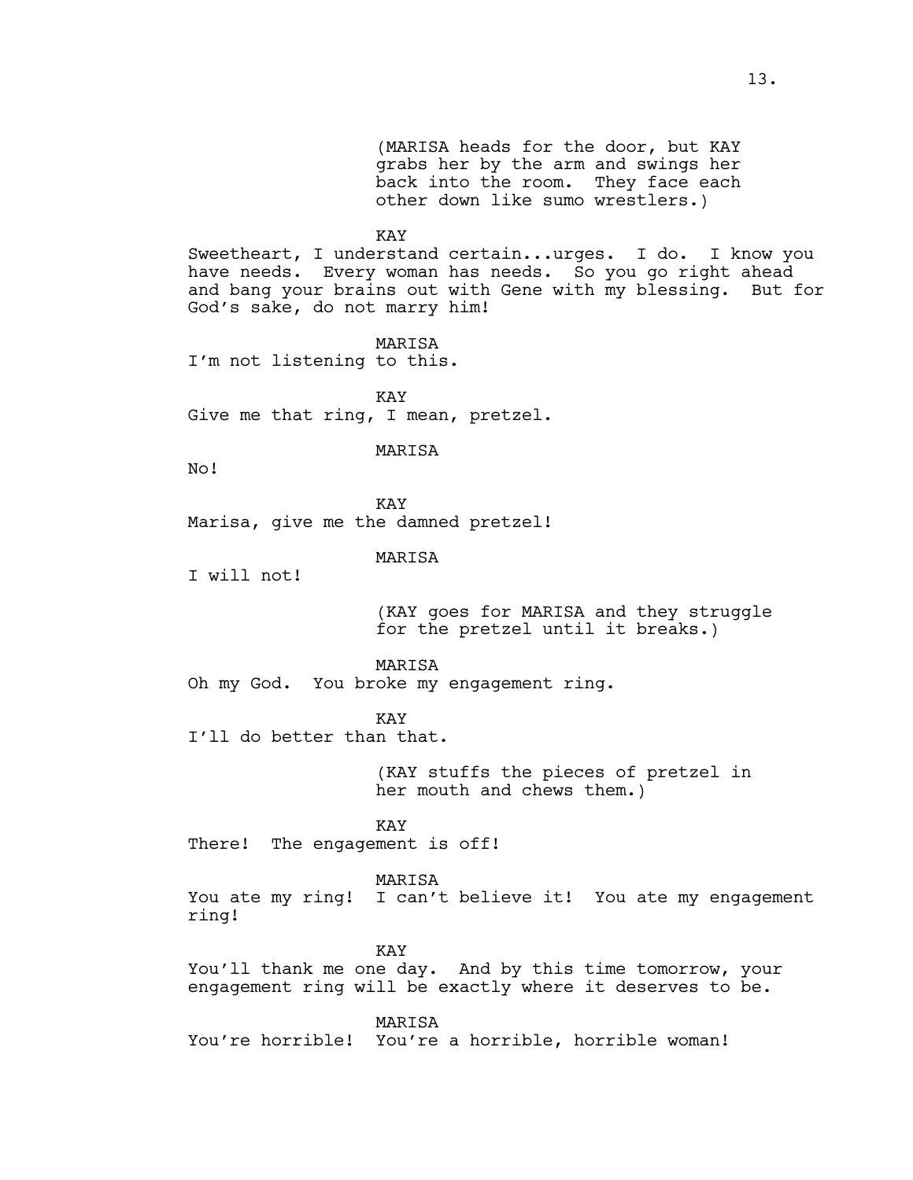(MARISA heads for the door, but KAY grabs her by the arm and swings her back into the room. They face each other down like sumo wrestlers.)

KAY

Sweetheart, I understand certain...urges. I do. I know you have needs. Every woman has needs. So you go right ahead and bang your brains out with Gene with my blessing. But for God's sake, do not marry him!

MARISA

I'm not listening to this.

KAY

Give me that ring, I mean, pretzel.

MARISA

No!

KAY

Marisa, give me the damned pretzel!

MARISA

I will not!

(KAY goes for MARISA and they struggle for the pretzel until it breaks.)

MARISA

Oh my God. You broke my engagement ring.

KAY

I'll do better than that.

(KAY stuffs the pieces of pretzel in her mouth and chews them.)

KAY

There! The engagement is off!

MARISA

You ate my ring! I can't believe it! You ate my engagement ring!

KAY

You'll thank me one day. And by this time tomorrow, your engagement ring will be exactly where it deserves to be.

MARISA

You're horrible! You're a horrible, horrible woman!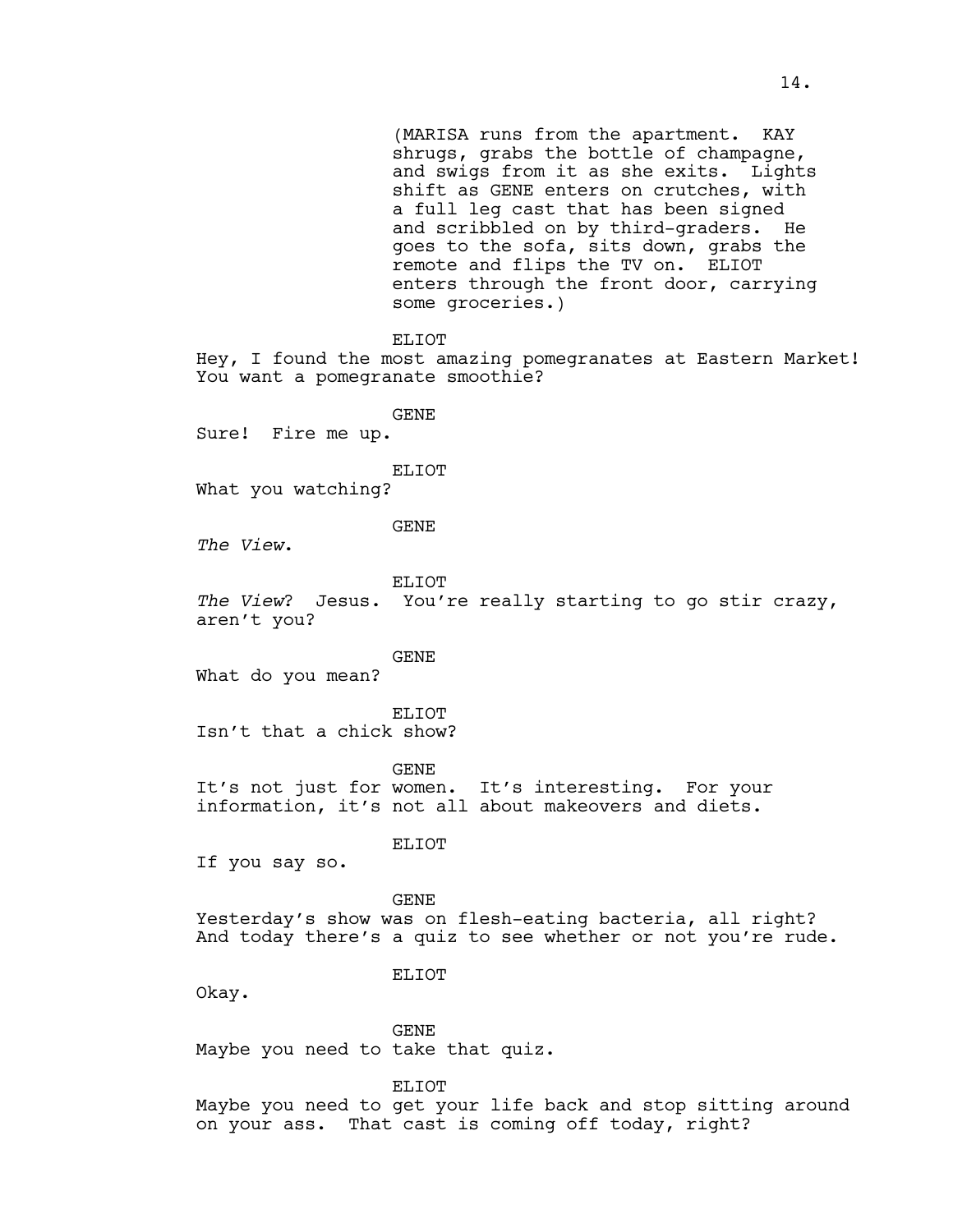(MARISA runs from the apartment. KAY shrugs, grabs the bottle of champagne, and swigs from it as she exits. Lights shift as GENE enters on crutches, with a full leg cast that has been signed and scribbled on by third-graders. He goes to the sofa, sits down, grabs the remote and flips the TV on. ELIOT enters through the front door, carrying some groceries.)

ELIOT

Hey, I found the most amazing pomegranates at Eastern Market! You want a pomegranate smoothie?

GENE

Sure! Fire me up.

ELIOT

What you watching?

GENE

*The View*.

ELIOT

*The View*? Jesus. You're really starting to go stir crazy, aren't you?

GENE

What do you mean?

ELIOT

Isn't that a chick show?

GENE

It's not just for women. It's interesting. For your information, it's not all about makeovers and diets.

ELIOT

If you say so.

GENE

Yesterday's show was on flesh-eating bacteria, all right? And today there's a quiz to see whether or not you're rude.

ELIOT

Okay.

GENE

Maybe you need to take that quiz.

ELIOT

Maybe you need to get your life back and stop sitting around on your ass. That cast is coming off today, right?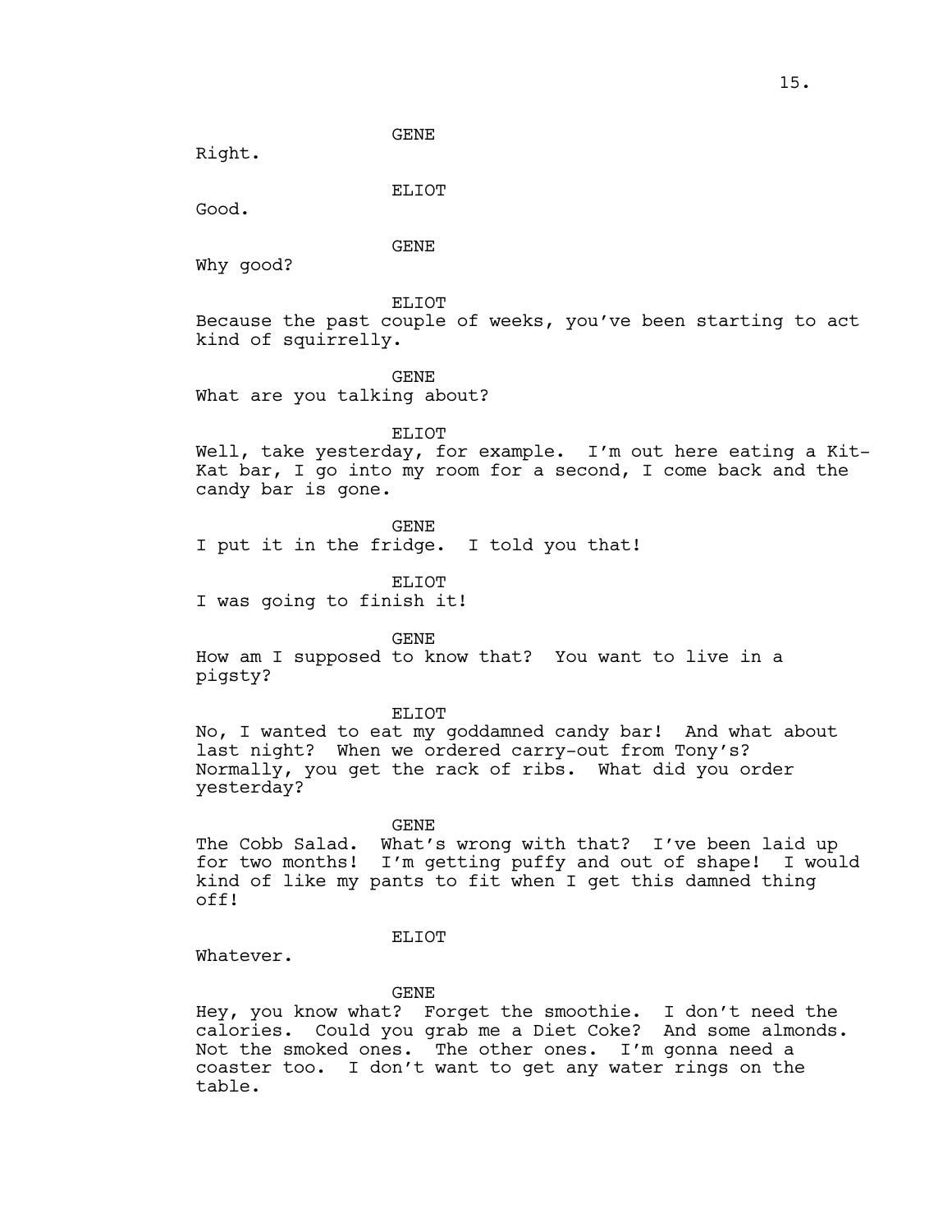GENE

Right.

ELIOT

Good.

GENE

Why good?

ELIOT

Because the past couple of weeks, you've been starting to act kind of squirrelly.

GENE

What are you talking about?

ELIOT

Well, take yesterday, for example. I'm out here eating a Kit-Kat bar, I go into my room for a second, I come back and the candy bar is gone.

GENE

I put it in the fridge. I told you that!

ELIOT

I was going to finish it!

GENE

How am I supposed to know that? You want to live in a pigsty?

ELIOT

No, I wanted to eat my goddamned candy bar! And what about last night? When we ordered carry-out from Tony's? Normally, you get the rack of ribs. What did you order yesterday?

GENE

The Cobb Salad. What's wrong with that? I've been laid up for two months! I'm getting puffy and out of shape! I would kind of like my pants to fit when I get this damned thing off!

ELIOT

Whatever.

GENE

Hey, you know what? Forget the smoothie. I don't need the calories. Could you grab me a Diet Coke? And some almonds. Not the smoked ones. The other ones. I'm gonna need a coaster too. I don't want to get any water rings on the table.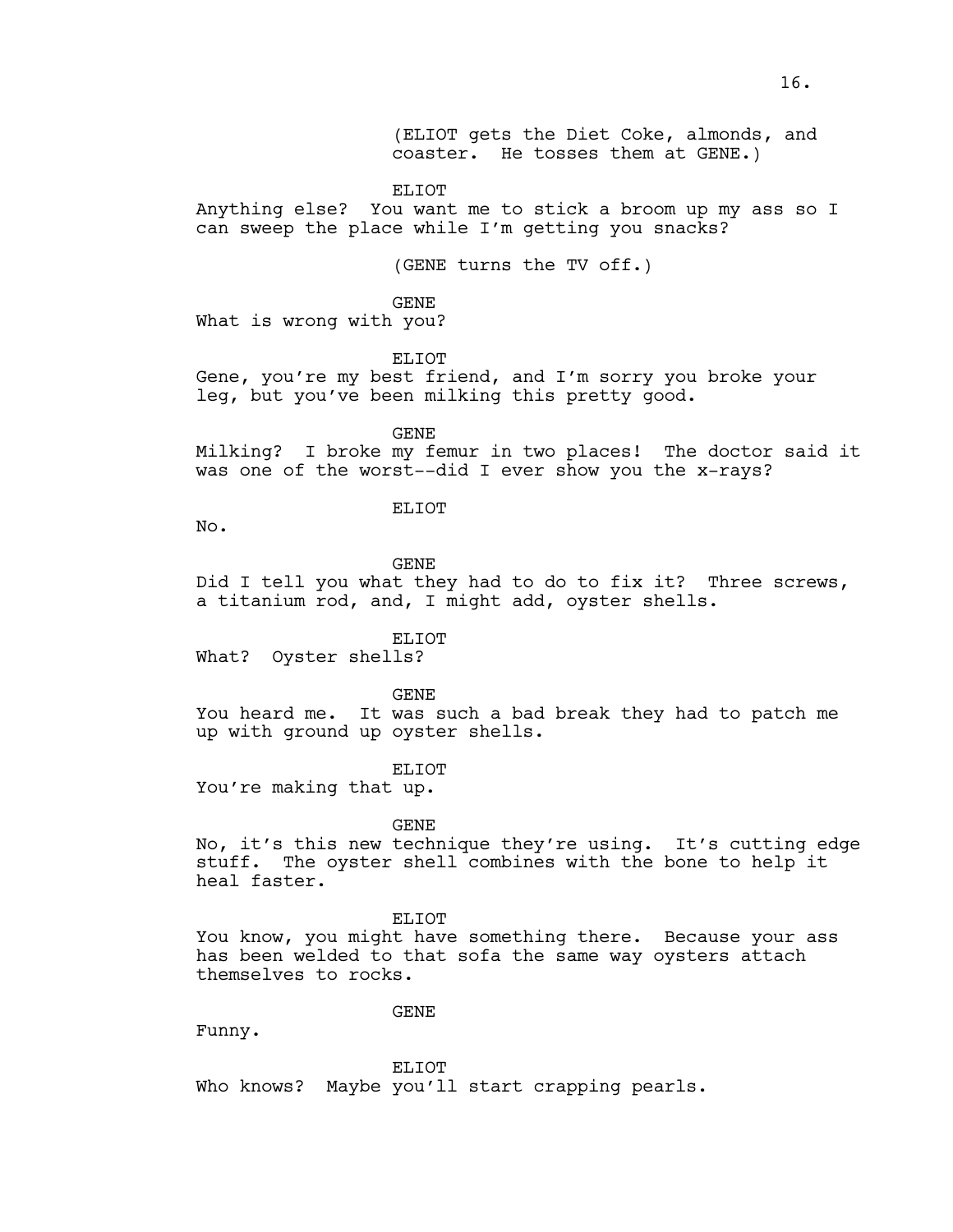(ELIOT gets the Diet Coke, almonds, and coaster. He tosses them at GENE.)

ELIOT

Anything else? You want me to stick a broom up my ass so I can sweep the place while I'm getting you snacks?

(GENE turns the TV off.)

GENE

What is wrong with you?

ELIOT

Gene, you're my best friend, and I'm sorry you broke your leg, but you've been milking this pretty good.

GENE

Milking? I broke my femur in two places! The doctor said it was one of the worst--did I ever show you the x-rays?

ELIOT

No.

GENE

Did I tell you what they had to do to fix it? Three screws, a titanium rod, and, I might add, oyster shells.

ELIOT

What? Oyster shells?

GENE

You heard me. It was such a bad break they had to patch me up with ground up oyster shells.

ELIOT

You're making that up.

GENE

No, it's this new technique they're using. It's cutting edge stuff. The oyster shell combines with the bone to help it heal faster.

ELIOT

You know, you might have something there. Because your ass has been welded to that sofa the same way oysters attach themselves to rocks.

GENE

Funny.

ELIOT

Who knows? Maybe you'll start crapping pearls.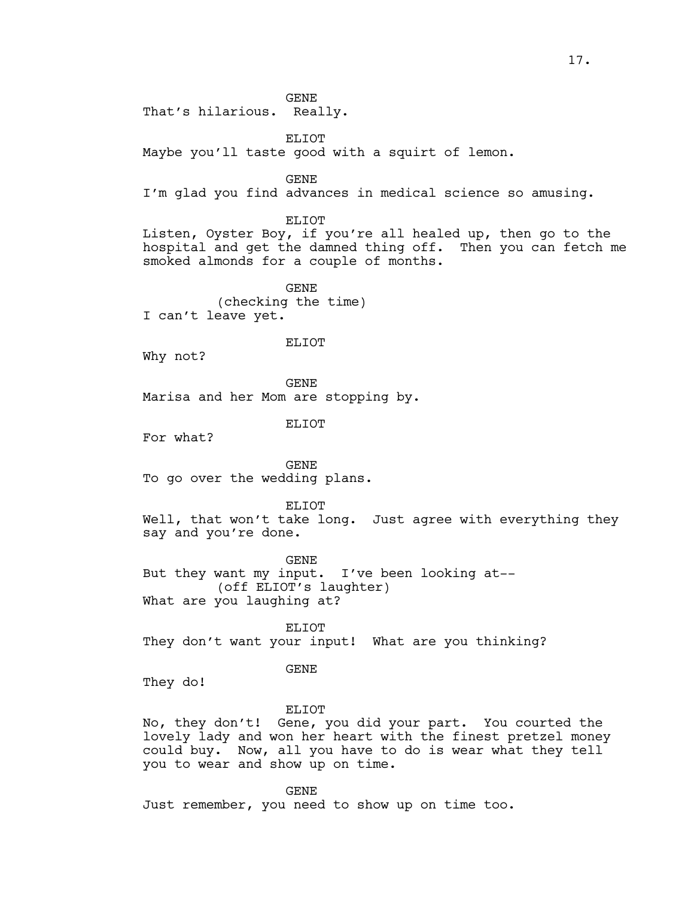GENE
That's hilarious. Really.

ELIOT
Maybe you'll taste good with a squirt of lemon.

GENE
I'm glad you find advances in medical science so amusing.

ELIOT
Listen, Oyster Boy, if you're all healed up, then go to the hospital and get the damned thing off. Then you can fetch me smoked almonds for a couple of months.

GENE
(checking the time)
I can't leave yet.

ELIOT
Why not?

GENE
Marisa and her Mom are stopping by.

ELIOT
For what?

GENE
To go over the wedding plans.

ELIOT
Well, that won't take long. Just agree with everything they say and you're done.

GENE
But they want my input. I've been looking at--
(off ELIOT's laughter)
What are you laughing at?

ELIOT
They don't want your input! What are you thinking?

GENE
They do!

ELIOT
No, they don't! Gene, you did your part. You courted the lovely lady and won her heart with the finest pretzel money could buy. Now, all you have to do is wear what they tell you to wear and show up on time.

GENE
Just remember, you need to show up on time too.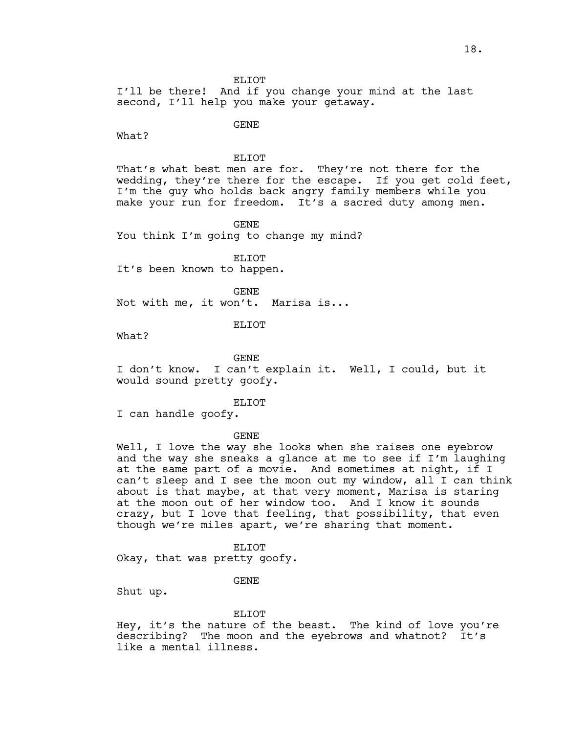ELIOT

I'll be there! And if you change your mind at the last second, I'll help you make your getaway.

GENE

What?

ELIOT

That's what best men are for. They're not there for the wedding, they're there for the escape. If you get cold feet, I'm the guy who holds back angry family members while you make your run for freedom. It's a sacred duty among men.

GENE

You think I'm going to change my mind?

ELIOT

It's been known to happen.

GENE

Not with me, it won't. Marisa is...

ELIOT

What?

GENE

I don't know. I can't explain it. Well, I could, but it would sound pretty goofy.

ELIOT

I can handle goofy.

GENE

Well, I love the way she looks when she raises one eyebrow and the way she sneaks a glance at me to see if I'm laughing at the same part of a movie. And sometimes at night, if I can't sleep and I see the moon out my window, all I can think about is that maybe, at that very moment, Marisa is staring at the moon out of her window too. And I know it sounds crazy, but I love that feeling, that possibility, that even though we're miles apart, we're sharing that moment.

ELIOT

Okay, that was pretty goofy.

GENE

Shut up.

ELIOT

Hey, it's the nature of the beast. The kind of love you're describing? The moon and the eyebrows and whatnot? It's like a mental illness.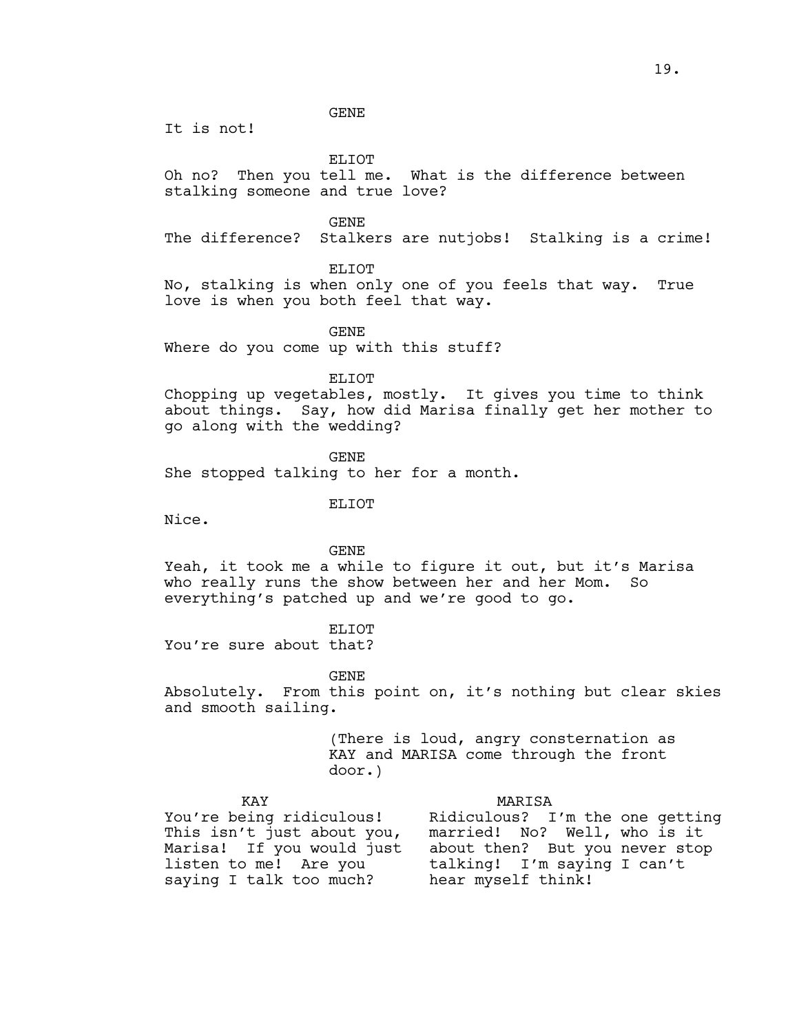GENE

It is not!

ELIOT

Oh no? Then you tell me. What is the difference between stalking someone and true love?

GENE

The difference? Stalkers are nutjobs! Stalking is a crime!

ELIOT

No, stalking is when only one of you feels that way. True love is when you both feel that way.

GENE

Where do you come up with this stuff?

ELIOT

Chopping up vegetables, mostly. It gives you time to think about things. Say, how did Marisa finally get her mother to go along with the wedding?

GENE

She stopped talking to her for a month.

ELIOT

Nice.

GENE

Yeah, it took me a while to figure it out, but it's Marisa who really runs the show between her and her Mom. So everything's patched up and we're good to go.

ELIOT

You're sure about that?

GENE

Absolutely. From this point on, it's nothing but clear skies and smooth sailing.

(There is loud, angry consternation as KAY and MARISA come through the front door.)

KAY

You're being ridiculous! This isn't just about you, Marisa! If you would just listen to me! Are you saying I talk too much?

MARISA

Ridiculous? I'm the one getting married! No? Well, who is it about then? But you never stop talking! I'm saying I can't hear myself think!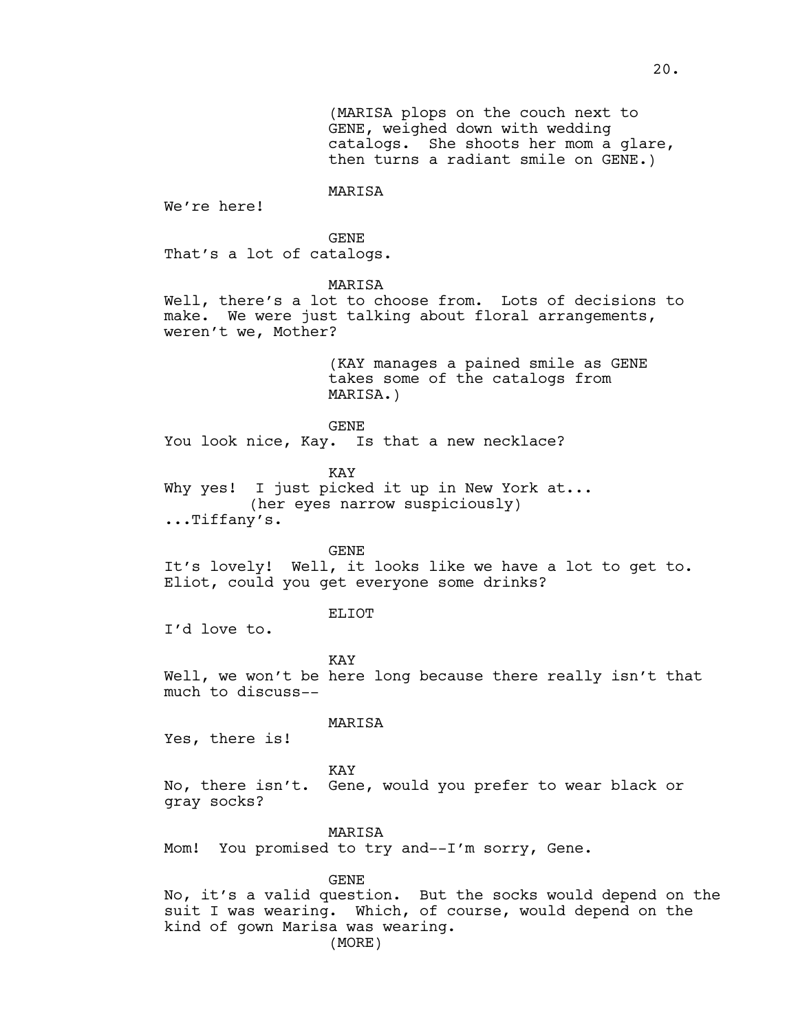(MARISA plops on the couch next to GENE, weighed down with wedding catalogs. She shoots her mom a glare, then turns a radiant smile on GENE.)

MARISA

We're here!

GENE

That's a lot of catalogs.

MARISA

Well, there's a lot to choose from. Lots of decisions to make. We were just talking about floral arrangements, weren't we, Mother?

(KAY manages a pained smile as GENE takes some of the catalogs from MARISA.)

GENE

You look nice, Kay. Is that a new necklace?

KAY

Why yes! I just picked it up in New York at...
(her eyes narrow suspiciously)
...Tiffany's.

GENE

It's lovely! Well, it looks like we have a lot to get to. Eliot, could you get everyone some drinks?

ELIOT

I'd love to.

KAY

Well, we won't be here long because there really isn't that much to discuss--

MARISA

Yes, there is!

KAY

No, there isn't. Gene, would you prefer to wear black or gray socks?

MARISA

Mom! You promised to try and--I'm sorry, Gene.

GENE

No, it's a valid question. But the socks would depend on the suit I was wearing. Which, of course, would depend on the kind of gown Marisa was wearing.
(MORE)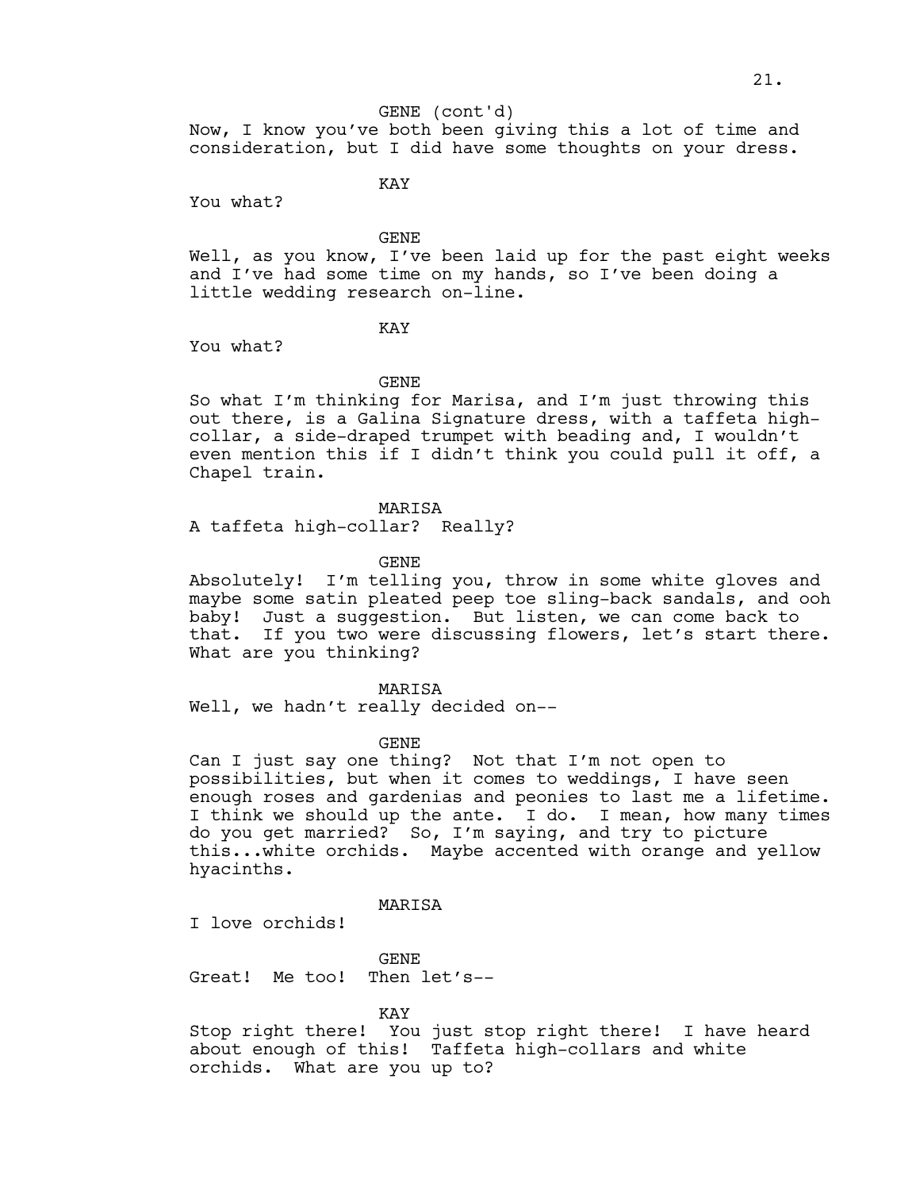GENE (cont'd)

Now, I know you've both been giving this a lot of time and consideration, but I did have some thoughts on your dress.

KAY

You what?

GENE

Well, as you know, I've been laid up for the past eight weeks and I've had some time on my hands, so I've been doing a little wedding research on-line.

KAY

You what?

GENE

So what I'm thinking for Marisa, and I'm just throwing this out there, is a Galina Signature dress, with a taffeta high-collar, a side-draped trumpet with beading and, I wouldn't even mention this if I didn't think you could pull it off, a Chapel train.

MARISA

A taffeta high-collar? Really?

GENE

Absolutely! I'm telling you, throw in some white gloves and maybe some satin pleated peep toe sling-back sandals, and ooh baby! Just a suggestion. But listen, we can come back to that. If you two were discussing flowers, let's start there. What are you thinking?

MARISA

Well, we hadn't really decided on--

GENE

Can I just say one thing? Not that I'm not open to possibilities, but when it comes to weddings, I have seen enough roses and gardenias and peonies to last me a lifetime. I think we should up the ante. I do. I mean, how many times do you get married? So, I'm saying, and try to picture this...white orchids. Maybe accented with orange and yellow hyacinths.

MARISA

I love orchids!

GENE

Great! Me too! Then let's--

KAY

Stop right there! You just stop right there! I have heard about enough of this! Taffeta high-collars and white orchids. What are you up to?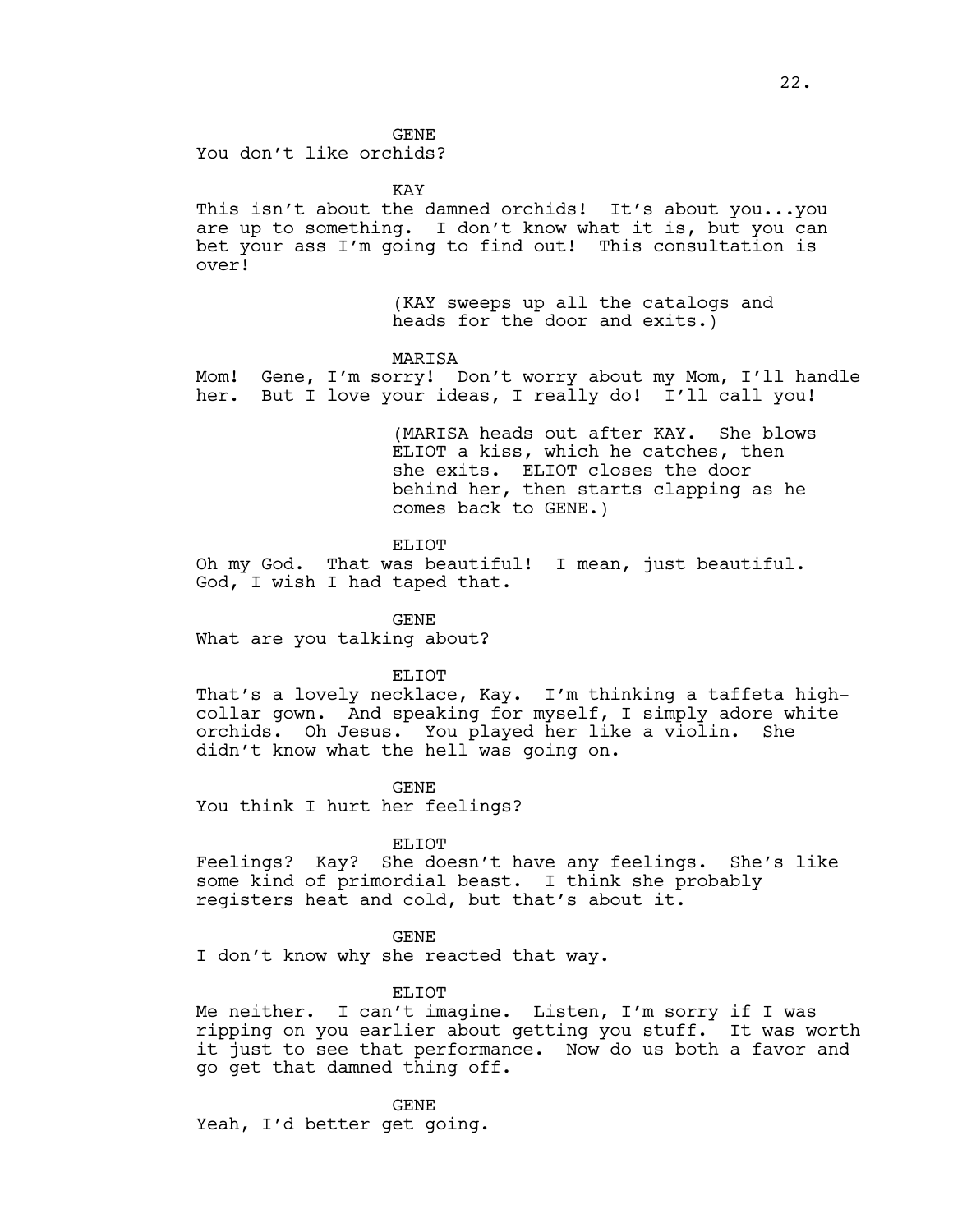GENE

You don't like orchids?

KAY

This isn't about the damned orchids! It's about you...you are up to something. I don't know what it is, but you can bet your ass I'm going to find out! This consultation is over!

(KAY sweeps up all the catalogs and heads for the door and exits.)

MARISA

Mom! Gene, I'm sorry! Don't worry about my Mom, I'll handle her. But I love your ideas, I really do! I'll call you!

(MARISA heads out after KAY. She blows ELIOT a kiss, which he catches, then she exits. ELIOT closes the door behind her, then starts clapping as he comes back to GENE.)

ELIOT

Oh my God. That was beautiful! I mean, just beautiful. God, I wish I had taped that.

GENE

What are you talking about?

ELIOT

That's a lovely necklace, Kay. I'm thinking a taffeta high-collar gown. And speaking for myself, I simply adore white orchids. Oh Jesus. You played her like a violin. She didn't know what the hell was going on.

GENE

You think I hurt her feelings?

ELIOT

Feelings? Kay? She doesn't have any feelings. She's like some kind of primordial beast. I think she probably registers heat and cold, but that's about it.

GENE

I don't know why she reacted that way.

ELIOT

Me neither. I can't imagine. Listen, I'm sorry if I was ripping on you earlier about getting you stuff. It was worth it just to see that performance. Now do us both a favor and go get that damned thing off.

GENE

Yeah, I'd better get going.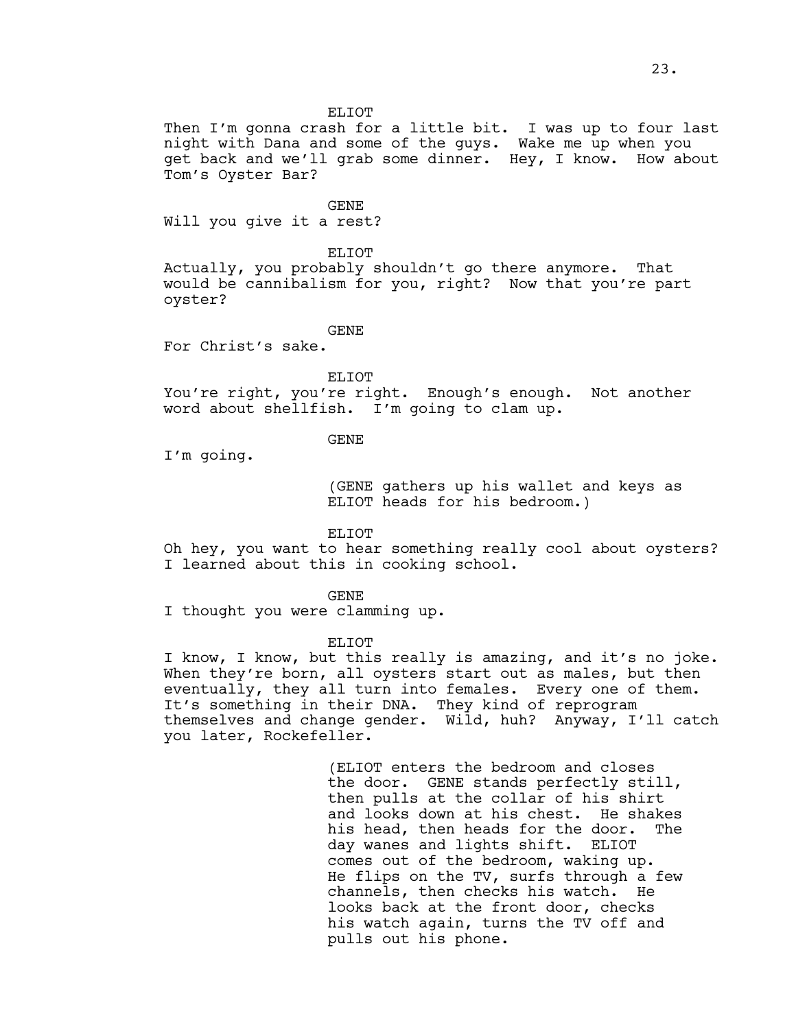ELIOT

Then I'm gonna crash for a little bit. I was up to four last night with Dana and some of the guys. Wake me up when you get back and we'll grab some dinner. Hey, I know. How about Tom's Oyster Bar?

GENE

Will you give it a rest?

ELIOT

Actually, you probably shouldn't go there anymore. That would be cannibalism for you, right? Now that you're part oyster?

GENE

For Christ's sake.

ELIOT

You're right, you're right. Enough's enough. Not another word about shellfish. I'm going to clam up.

GENE

I'm going.

(GENE gathers up his wallet and keys as ELIOT heads for his bedroom.)

ELIOT

Oh hey, you want to hear something really cool about oysters? I learned about this in cooking school.

GENE

I thought you were clamming up.

ELIOT

I know, I know, but this really is amazing, and it's no joke. When they're born, all oysters start out as males, but then eventually, they all turn into females. Every one of them. It's something in their DNA. They kind of reprogram themselves and change gender. Wild, huh? Anyway, I'll catch you later, Rockefeller.

(ELIOT enters the bedroom and closes the door. GENE stands perfectly still, then pulls at the collar of his shirt and looks down at his chest. He shakes his head, then heads for the door. The day wanes and lights shift. ELIOT comes out of the bedroom, waking up. He flips on the TV, surfs through a few channels, then checks his watch. He looks back at the front door, checks his watch again, turns the TV off and pulls out his phone.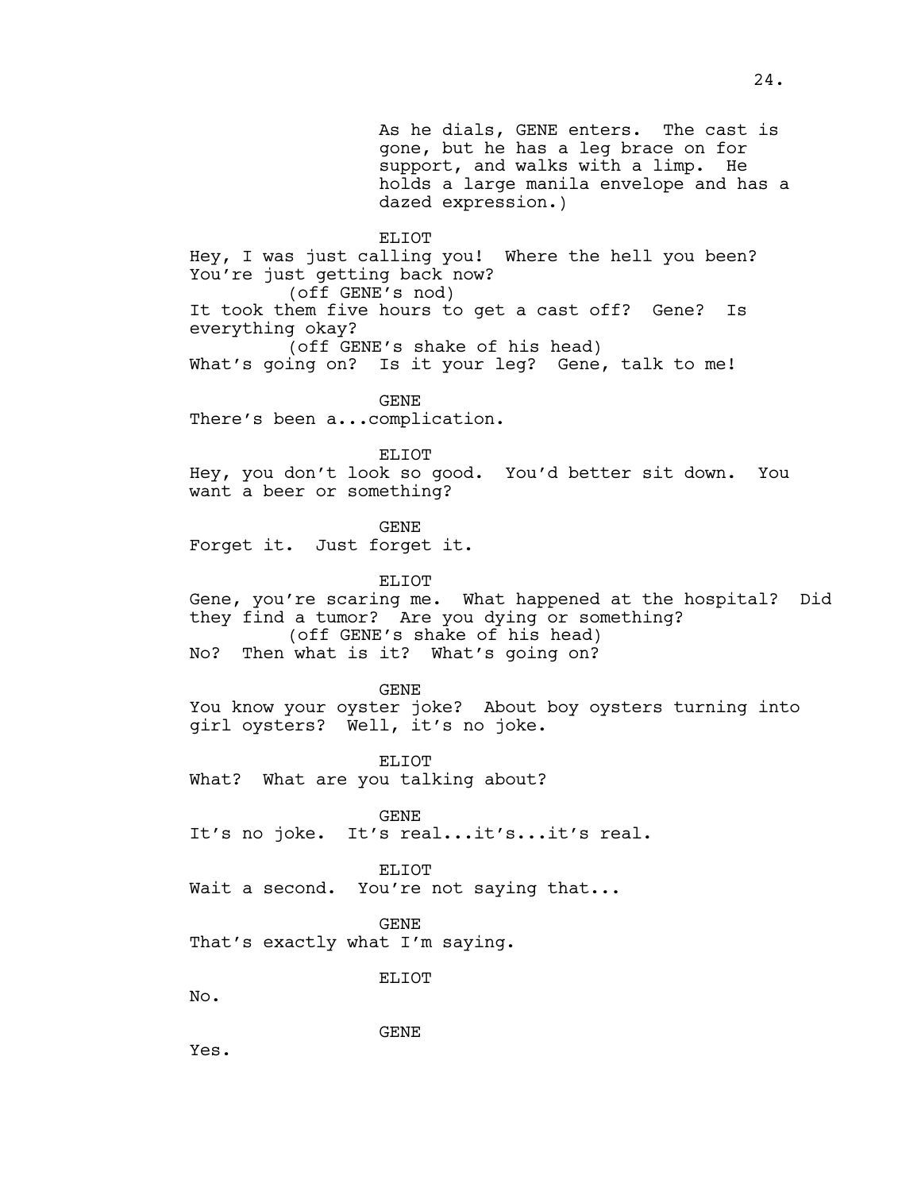As he dials, GENE enters. The cast is gone, but he has a leg brace on for support, and walks with a limp. He holds a large manila envelope and has a dazed expression.)

ELIOT

Hey, I was just calling you! Where the hell you been? You're just getting back now?

(off GENE's nod)

It took them five hours to get a cast off? Gene? Is everything okay?

(off GENE's shake of his head)

What's going on? Is it your leg? Gene, talk to me!

GENE

There's been a...complication.

ELIOT

Hey, you don't look so good. You'd better sit down. You want a beer or something?

GENE

Forget it. Just forget it.

ELIOT

Gene, you're scaring me. What happened at the hospital? Did they find a tumor? Are you dying or something?

(off GENE's shake of his head)

No? Then what is it? What's going on?

GENE

You know your oyster joke? About boy oysters turning into girl oysters? Well, it's no joke.

ELIOT

What? What are you talking about?

GENE

It's no joke. It's real...it's...it's real.

ELIOT

Wait a second. You're not saying that...

GENE

That's exactly what I'm saying.

ELIOT

No.

GENE

Yes.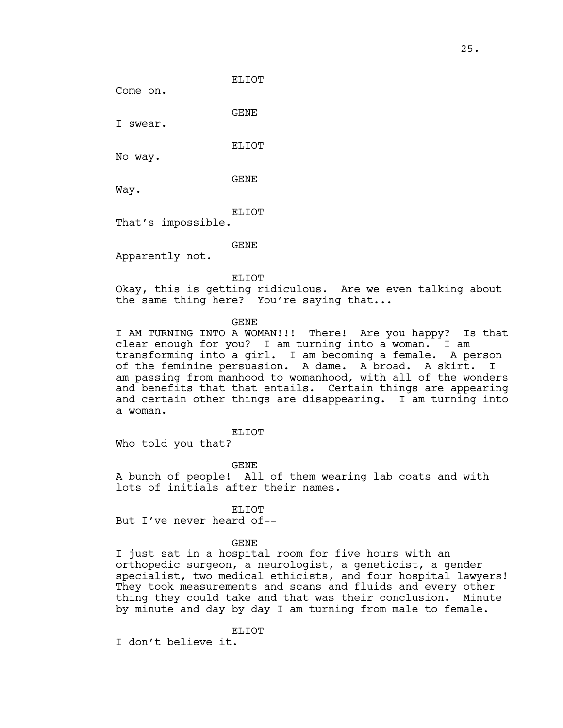ELIOT

Come on.

GENE

I swear.

ELIOT

No way.

GENE

Way.

ELIOT

That's impossible.

GENE

Apparently not.

ELIOT

Okay, this is getting ridiculous. Are we even talking about the same thing here? You're saying that...

GENE

I AM TURNING INTO A WOMAN!!! There! Are you happy? Is that clear enough for you? I am turning into a woman. I am transforming into a girl. I am becoming a female. A person of the feminine persuasion. A dame. A broad. A skirt. I am passing from manhood to womanhood, with all of the wonders and benefits that that entails. Certain things are appearing and certain other things are disappearing. I am turning into a woman.

ELIOT

Who told you that?

GENE

A bunch of people! All of them wearing lab coats and with lots of initials after their names.

ELIOT

But I've never heard of--

GENE

I just sat in a hospital room for five hours with an orthopedic surgeon, a neurologist, a geneticist, a gender specialist, two medical ethicists, and four hospital lawyers! They took measurements and scans and fluids and every other thing they could take and that was their conclusion. Minute by minute and day by day I am turning from male to female.

ELIOT

I don't believe it.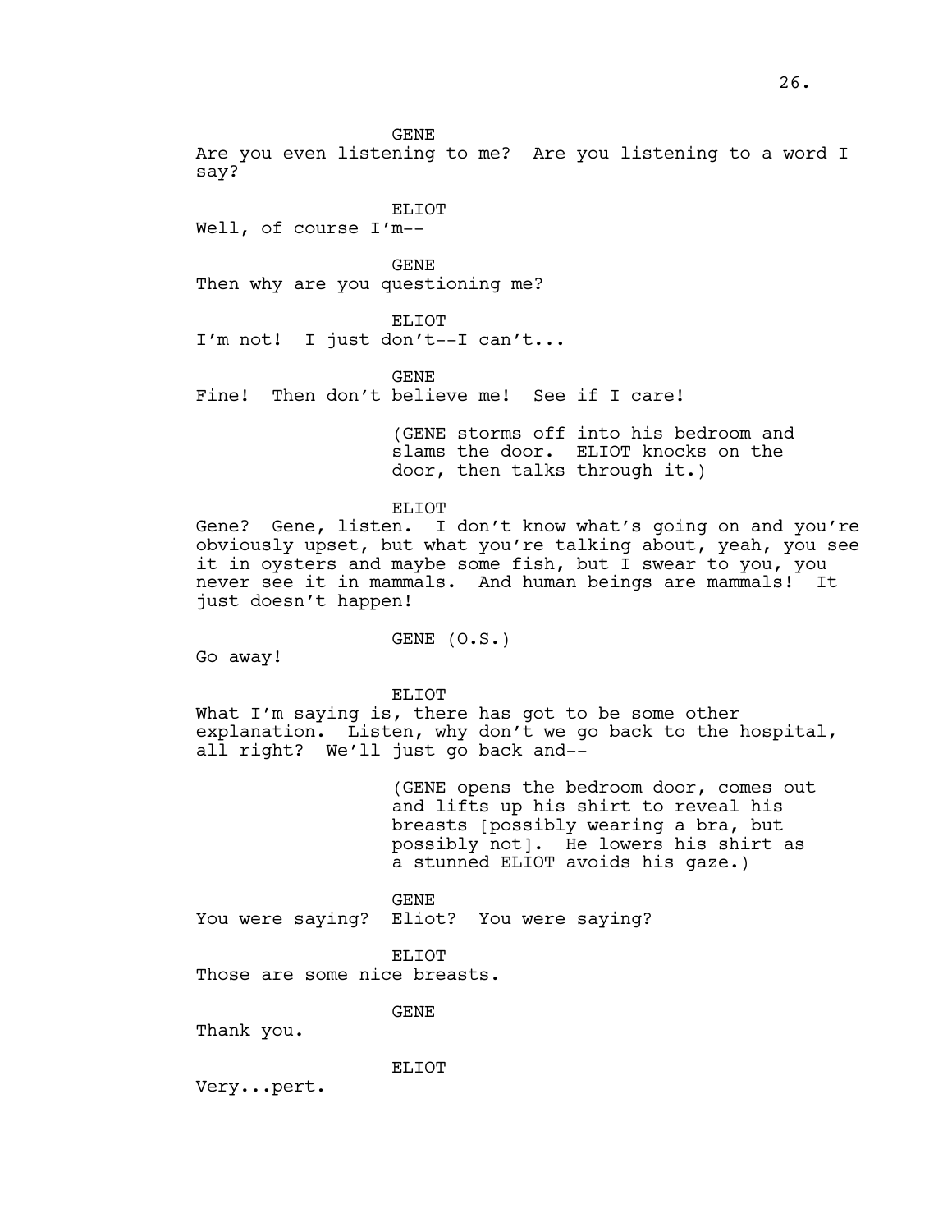GENE

Are you even listening to me? Are you listening to a word I say?

ELIOT

Well, of course I'm--

GENE

Then why are you questioning me?

ELIOT

I'm not! I just don't--I can't...

GENE

Fine! Then don't believe me! See if I care!

(GENE storms off into his bedroom and slams the door. ELIOT knocks on the door, then talks through it.)

ELIOT

Gene? Gene, listen. I don't know what's going on and you're obviously upset, but what you're talking about, yeah, you see it in oysters and maybe some fish, but I swear to you, you never see it in mammals. And human beings are mammals! It just doesn't happen!

GENE (O.S.)

Go away!

ELIOT

What I'm saying is, there has got to be some other explanation. Listen, why don't we go back to the hospital, all right? We'll just go back and--

(GENE opens the bedroom door, comes out and lifts up his shirt to reveal his breasts [possibly wearing a bra, but possibly not]. He lowers his shirt as a stunned ELIOT avoids his gaze.)

GENE

You were saying? Eliot? You were saying?

ELIOT

Those are some nice breasts.

GENE

Thank you.

ELIOT

Very...pert.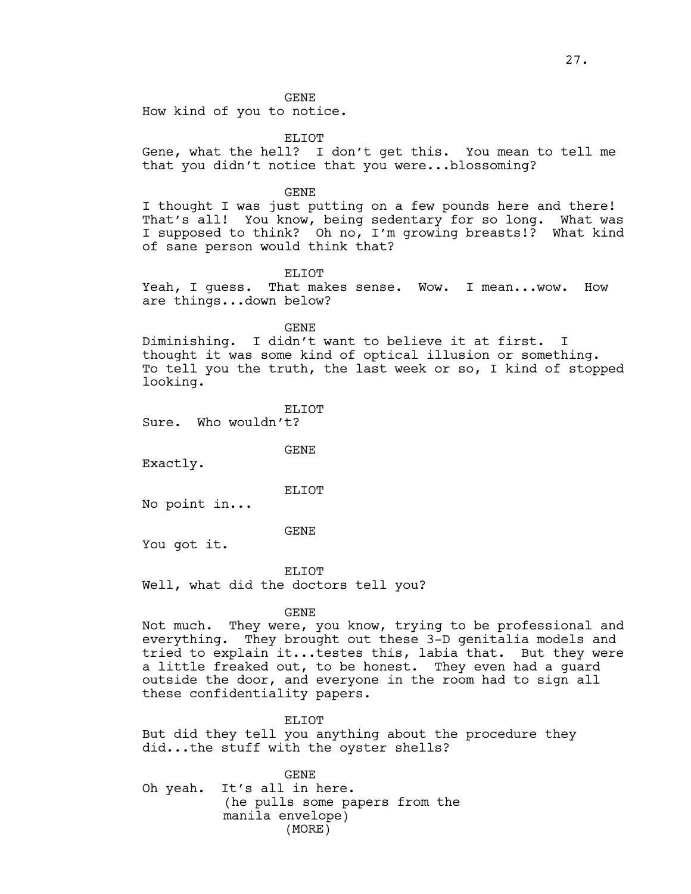GENE

How kind of you to notice.

ELIOT

Gene, what the hell? I don't get this. You mean to tell me that you didn't notice that you were...blossoming?

GENE

I thought I was just putting on a few pounds here and there! That's all! You know, being sedentary for so long. What was I supposed to think? Oh no, I'm growing breasts!? What kind of sane person would think that?

ELIOT

Yeah, I guess. That makes sense. Wow. I mean...wow. How are things...down below?

GENE

Diminishing. I didn't want to believe it at first. I thought it was some kind of optical illusion or something. To tell you the truth, the last week or so, I kind of stopped looking.

ELIOT

Sure. Who wouldn't?

GENE

Exactly.

ELIOT

No point in...

GENE

You got it.

ELIOT

Well, what did the doctors tell you?

GENE

Not much. They were, you know, trying to be professional and everything. They brought out these 3-D genitalia models and tried to explain it...testes this, labia that. But they were a little freaked out, to be honest. They even had a guard outside the door, and everyone in the room had to sign all these confidentiality papers.

ELIOT

But did they tell you anything about the procedure they did...the stuff with the oyster shells?

GENE

Oh yeah. It's all in here.

(he pulls some papers from the manila envelope)

(MORE)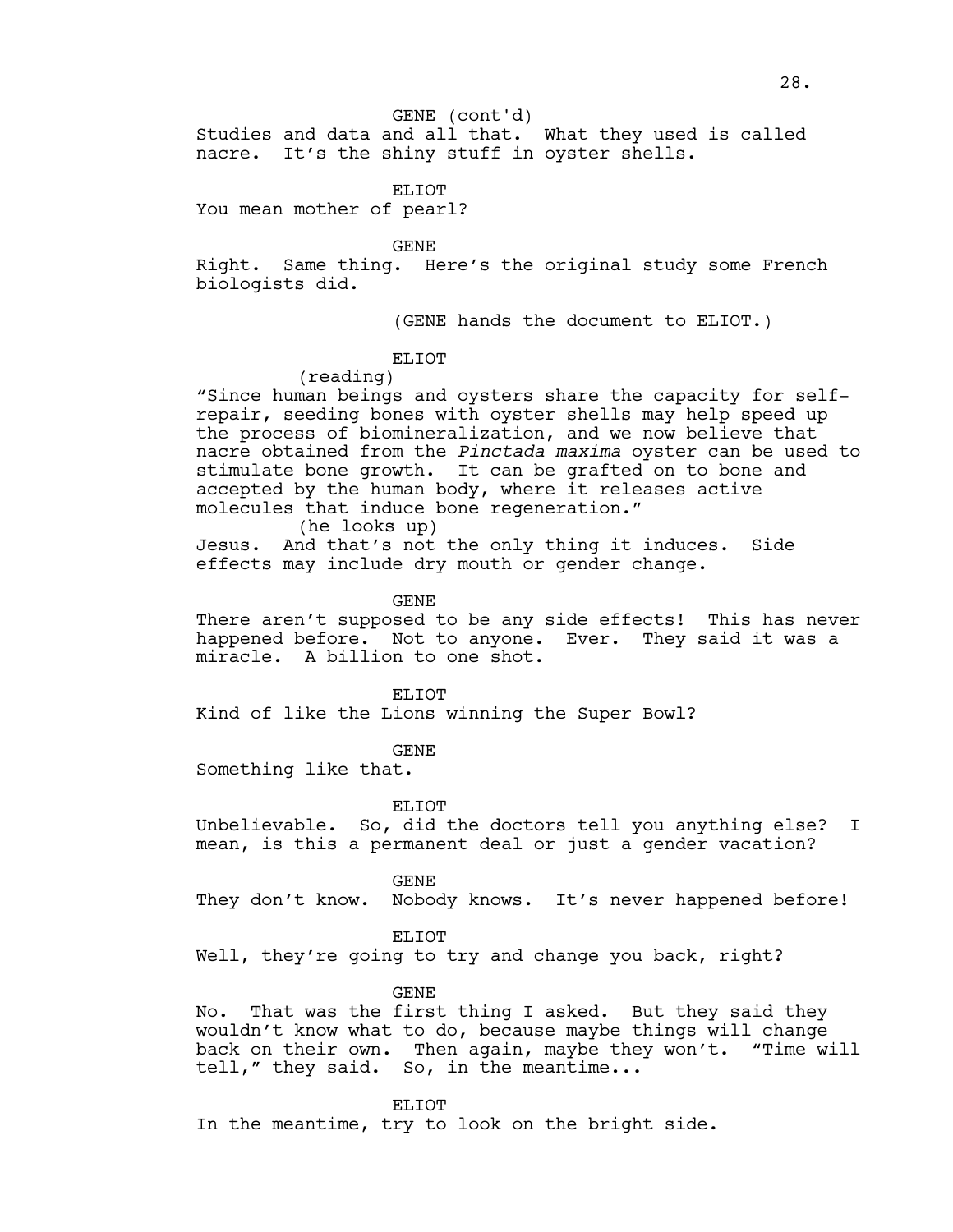GENE (cont'd)

Studies and data and all that. What they used is called nacre. It's the shiny stuff in oyster shells.

ELIOT

You mean mother of pearl?

GENE

Right. Same thing. Here's the original study some French biologists did.

(GENE hands the document to ELIOT.)

ELIOT

(reading)

"Since human beings and oysters share the capacity for self-repair, seeding bones with oyster shells may help speed up the process of biomineralization, and we now believe that nacre obtained from the *Pinctada maxima* oyster can be used to stimulate bone growth. It can be grafted on to bone and accepted by the human body, where it releases active molecules that induce bone regeneration."

(he looks up)

Jesus. And that's not the only thing it induces. Side effects may include dry mouth or gender change.

GENE

There aren't supposed to be any side effects! This has never happened before. Not to anyone. Ever. They said it was a miracle. A billion to one shot.

ELIOT

Kind of like the Lions winning the Super Bowl?

GENE

Something like that.

ELIOT

Unbelievable. So, did the doctors tell you anything else? I mean, is this a permanent deal or just a gender vacation?

GENE

They don't know. Nobody knows. It's never happened before!

ELIOT

Well, they're going to try and change you back, right?

GENE

No. That was the first thing I asked. But they said they wouldn't know what to do, because maybe things will change back on their own. Then again, maybe they won't. "Time will tell," they said. So, in the meantime...

ELIOT

In the meantime, try to look on the bright side.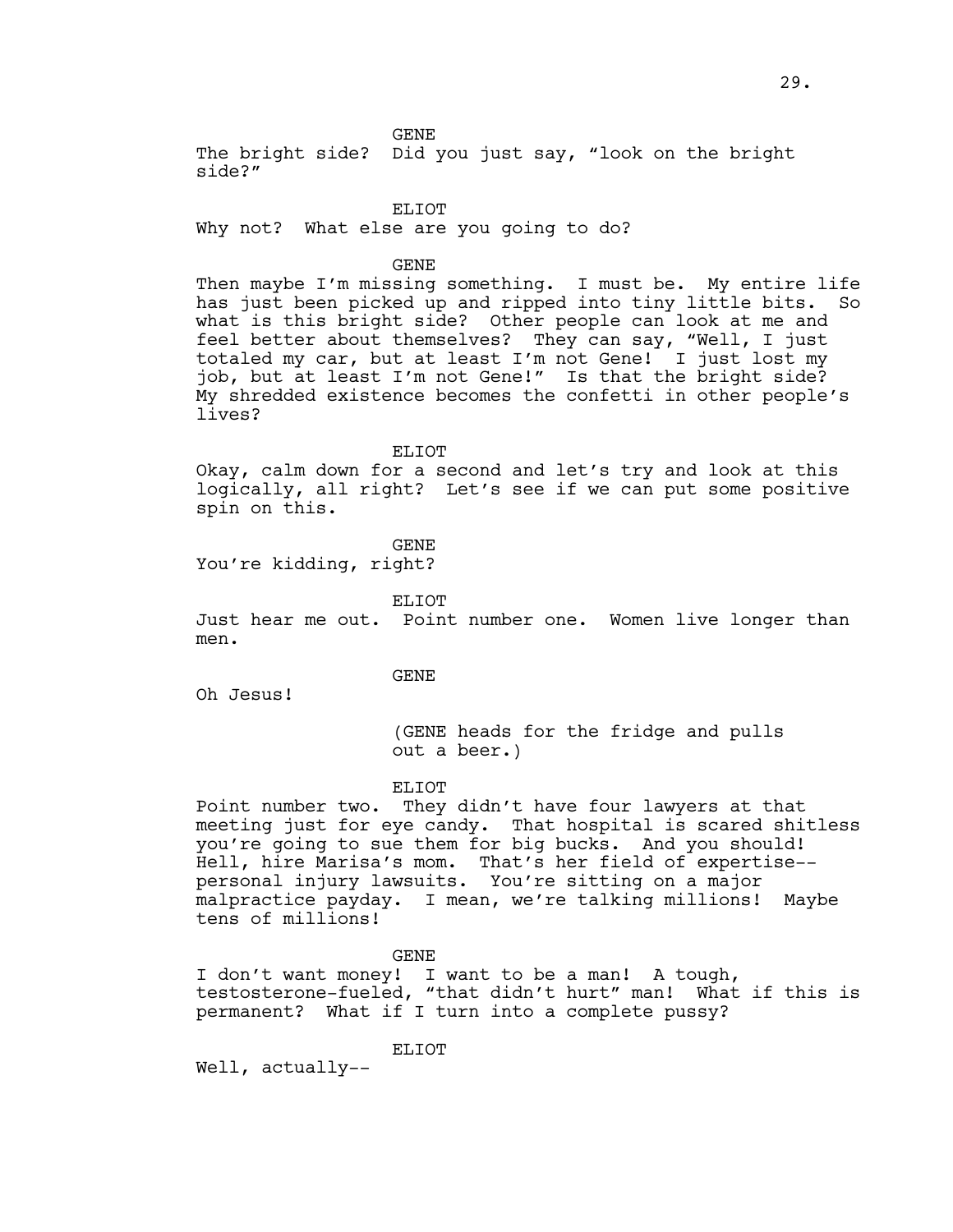GENE

The bright side? Did you just say, "look on the bright side?"

ELIOT

Why not? What else are you going to do?

GENE

Then maybe I'm missing something. I must be. My entire life has just been picked up and ripped into tiny little bits. So what is this bright side? Other people can look at me and feel better about themselves? They can say, "Well, I just totaled my car, but at least I'm not Gene! I just lost my job, but at least I'm not Gene!" Is that the bright side? My shredded existence becomes the confetti in other people's lives?

ELIOT

Okay, calm down for a second and let's try and look at this logically, all right? Let's see if we can put some positive spin on this.

GENE

You're kidding, right?

ELIOT

Just hear me out. Point number one. Women live longer than men.

GENE

Oh Jesus!

(GENE heads for the fridge and pulls out a beer.)

ELIOT

Point number two. They didn't have four lawyers at that meeting just for eye candy. That hospital is scared shitless you're going to sue them for big bucks. And you should! Hell, hire Marisa's mom. That's her field of expertise--personal injury lawsuits. You're sitting on a major malpractice payday. I mean, we're talking millions! Maybe tens of millions!

GENE

I don't want money! I want to be a man! A tough, testosterone-fueled, "that didn't hurt" man! What if this is permanent? What if I turn into a complete pussy?

ELIOT

Well, actually--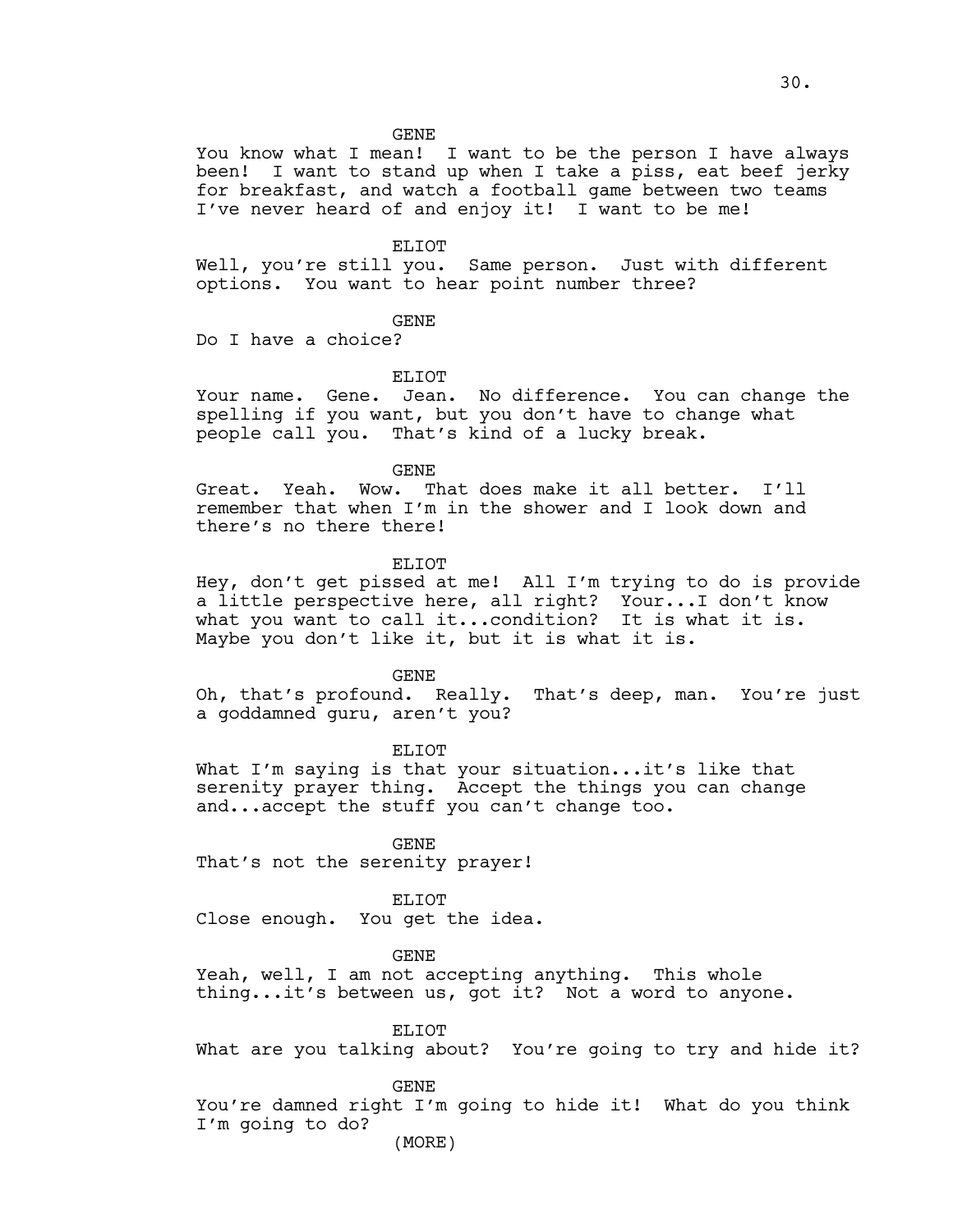GENE

You know what I mean! I want to be the person I have always been! I want to stand up when I take a piss, eat beef jerky for breakfast, and watch a football game between two teams I've never heard of and enjoy it! I want to be me!

ELIOT

Well, you're still you. Same person. Just with different options. You want to hear point number three?

GENE

Do I have a choice?

ELIOT

Your name. Gene. Jean. No difference. You can change the spelling if you want, but you don't have to change what people call you. That's kind of a lucky break.

GENE

Great. Yeah. Wow. That does make it all better. I'll remember that when I'm in the shower and I look down and there's no there there!

ELIOT

Hey, don't get pissed at me! All I'm trying to do is provide a little perspective here, all right? Your...I don't know what you want to call it...condition? It is what it is. Maybe you don't like it, but it is what it is.

GENE

Oh, that's profound. Really. That's deep, man. You're just a goddamned guru, aren't you?

ELIOT

What I'm saying is that your situation...it's like that serenity prayer thing. Accept the things you can change and...accept the stuff you can't change too.

GENE

That's not the serenity prayer!

ELIOT

Close enough. You get the idea.

GENE

Yeah, well, I am not accepting anything. This whole thing...it's between us, got it? Not a word to anyone.

ELIOT

What are you talking about? You're going to try and hide it?

GENE

You're damned right I'm going to hide it! What do you think I'm going to do?

(MORE)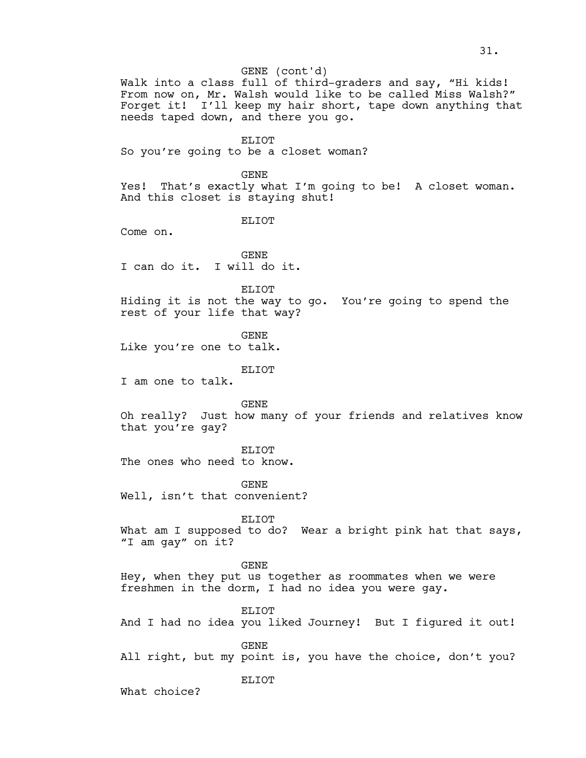GENE (cont'd)

Walk into a class full of third-graders and say, "Hi kids! From now on, Mr. Walsh would like to be called Miss Walsh?" Forget it! I'll keep my hair short, tape down anything that needs taped down, and there you go.

ELIOT

So you're going to be a closet woman?

GENE

Yes! That's exactly what I'm going to be! A closet woman. And this closet is staying shut!

ELIOT

Come on.

GENE

I can do it. I will do it.

ELIOT

Hiding it is not the way to go. You're going to spend the rest of your life that way?

GENE

Like you're one to talk.

ELIOT

I am one to talk.

GENE

Oh really? Just how many of your friends and relatives know that you're gay?

ELIOT

The ones who need to know.

GENE

Well, isn't that convenient?

ELIOT

What am I supposed to do? Wear a bright pink hat that says, "I am gay" on it?

GENE

Hey, when they put us together as roommates when we were freshmen in the dorm, I had no idea you were gay.

ELIOT

And I had no idea you liked Journey! But I figured it out!

GENE

All right, but my point is, you have the choice, don't you?

ELIOT

What choice?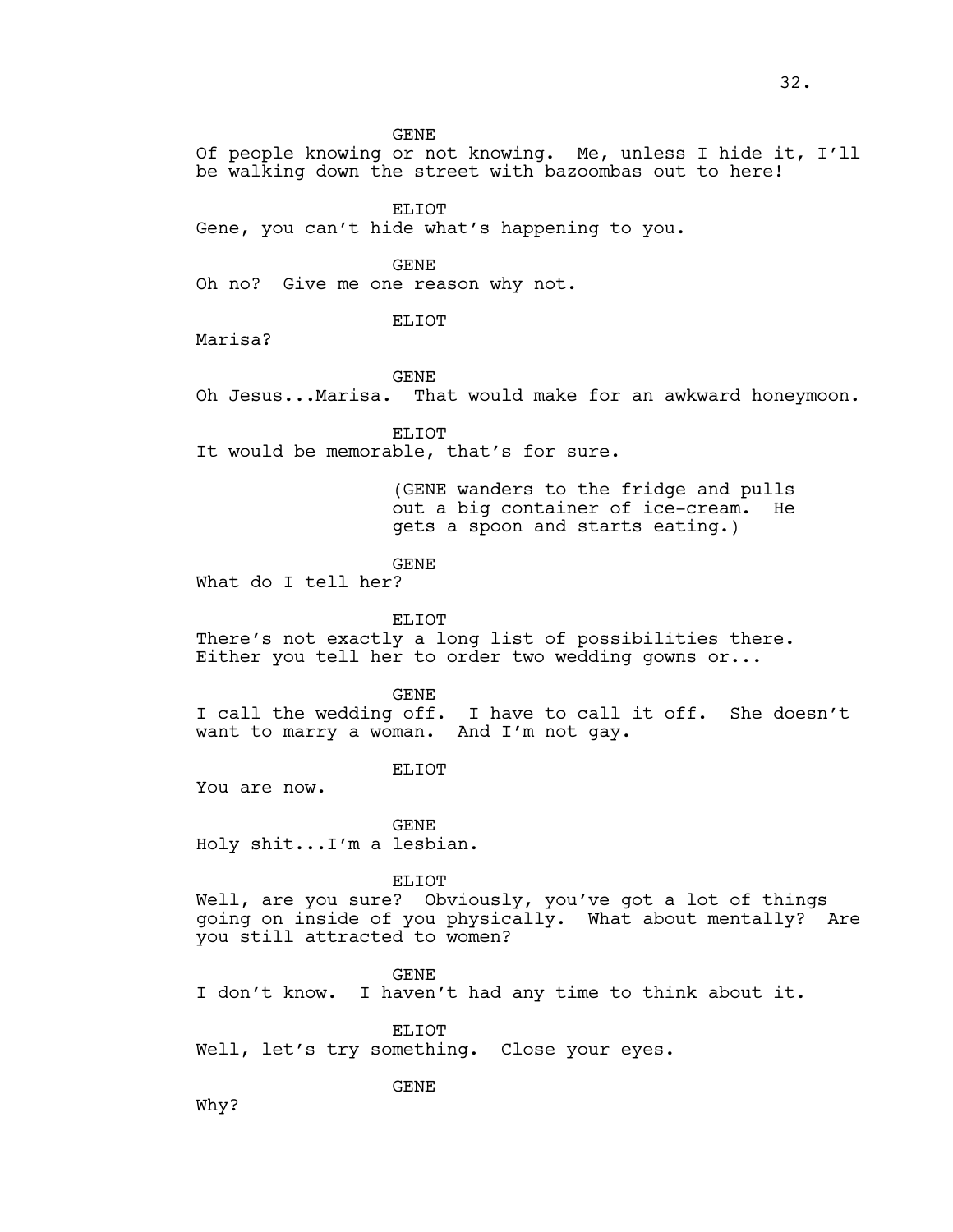GENE

Of people knowing or not knowing. Me, unless I hide it, I'll be walking down the street with bazoombas out to here!

ELIOT

Gene, you can't hide what's happening to you.

GENE

Oh no? Give me one reason why not.

ELIOT

Marisa?

GENE

Oh Jesus...Marisa. That would make for an awkward honeymoon.

ELIOT

It would be memorable, that's for sure.

(GENE wanders to the fridge and pulls out a big container of ice-cream. He gets a spoon and starts eating.)

GENE

What do I tell her?

ELIOT

There's not exactly a long list of possibilities there. Either you tell her to order two wedding gowns or...

GENE

I call the wedding off. I have to call it off. She doesn't want to marry a woman. And I'm not gay.

ELIOT

You are now.

GENE

Holy shit...I'm a lesbian.

ELIOT

Well, are you sure? Obviously, you've got a lot of things going on inside of you physically. What about mentally? Are you still attracted to women?

GENE

I don't know. I haven't had any time to think about it.

ELIOT

Well, let's try something. Close your eyes.

GENE

Why?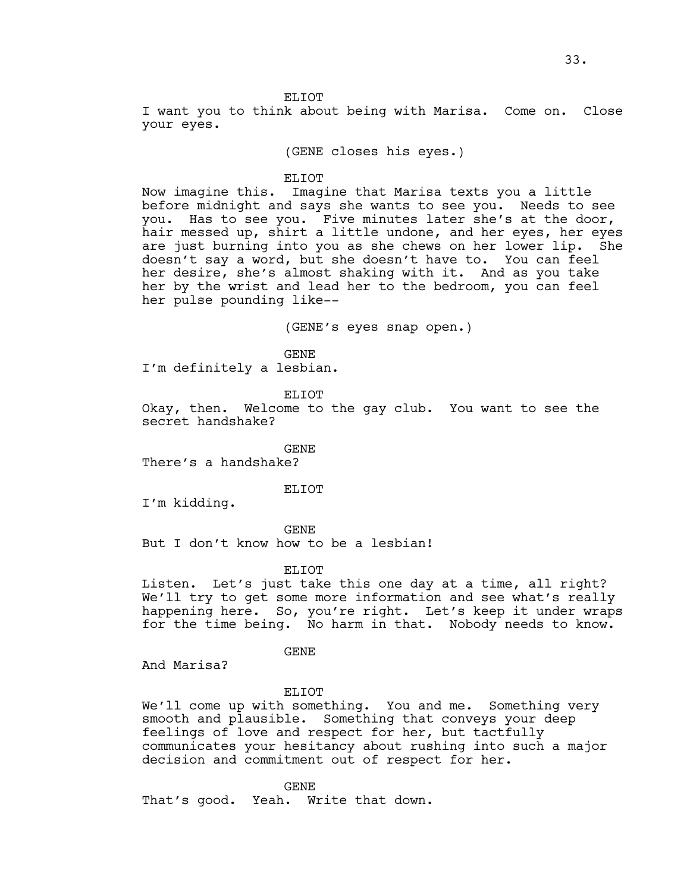ELIOT

I want you to think about being with Marisa. Come on. Close your eyes.

(GENE closes his eyes.)

ELIOT

Now imagine this. Imagine that Marisa texts you a little before midnight and says she wants to see you. Needs to see you. Has to see you. Five minutes later she's at the door, hair messed up, shirt a little undone, and her eyes, her eyes are just burning into you as she chews on her lower lip. She doesn't say a word, but she doesn't have to. You can feel her desire, she's almost shaking with it. And as you take her by the wrist and lead her to the bedroom, you can feel her pulse pounding like--

(GENE's eyes snap open.)

GENE

I'm definitely a lesbian.

ELIOT

Okay, then. Welcome to the gay club. You want to see the secret handshake?

GENE

There's a handshake?

ELIOT

I'm kidding.

GENE

But I don't know how to be a lesbian!

ELIOT

Listen. Let's just take this one day at a time, all right? We'll try to get some more information and see what's really happening here. So, you're right. Let's keep it under wraps for the time being. No harm in that. Nobody needs to know.

GENE

And Marisa?

ELIOT

We'll come up with something. You and me. Something very smooth and plausible. Something that conveys your deep feelings of love and respect for her, but tactfully communicates your hesitancy about rushing into such a major decision and commitment out of respect for her.

GENE

That's good. Yeah. Write that down.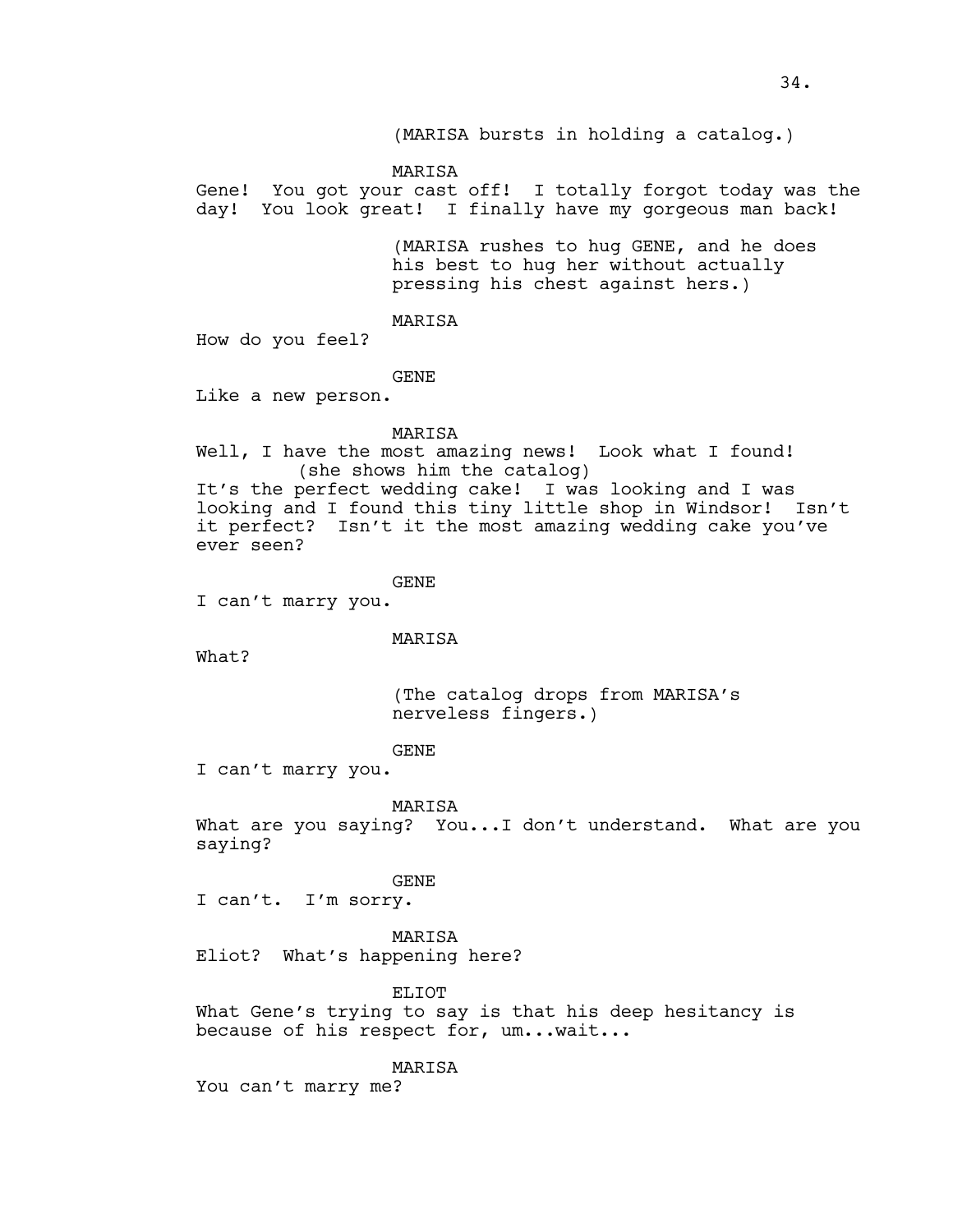(MARISA bursts in holding a catalog.)

MARISA

Gene! You got your cast off! I totally forgot today was the day! You look great! I finally have my gorgeous man back!

(MARISA rushes to hug GENE, and he does his best to hug her without actually pressing his chest against hers.)

MARISA

How do you feel?

GENE

Like a new person.

MARISA

Well, I have the most amazing news! Look what I found!

(she shows him the catalog)

It's the perfect wedding cake! I was looking and I was looking and I found this tiny little shop in Windsor! Isn't it perfect? Isn't it the most amazing wedding cake you've ever seen?

GENE

I can't marry you.

MARISA

What?

(The catalog drops from MARISA's nerveless fingers.)

GENE

I can't marry you.

MARISA

What are you saying? You...I don't understand. What are you saying?

GENE

I can't. I'm sorry.

MARISA

Eliot? What's happening here?

ELIOT

What Gene's trying to say is that his deep hesitancy is because of his respect for, um...wait...

MARISA

You can't marry me?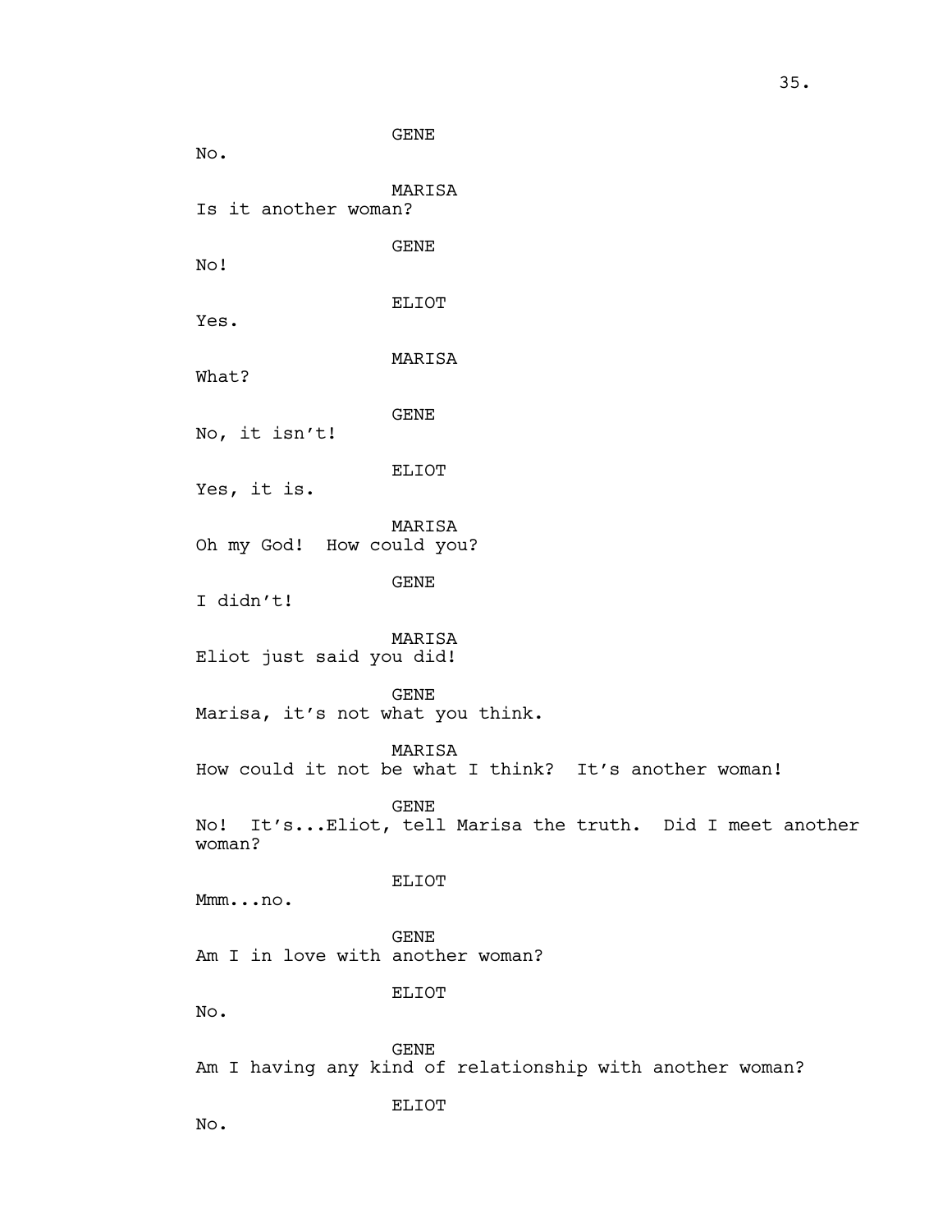GENE

No.

MARISA

Is it another woman?

GENE

No!

ELIOT

Yes.

MARISA

What?

GENE

No, it isn't!

ELIOT

Yes, it is.

MARISA

Oh my God!  How could you?

GENE

I didn't!

MARISA

Eliot just said you did!

GENE

Marisa, it's not what you think.

MARISA

How could it not be what I think?  It's another woman!

GENE

No!  It's...Eliot, tell Marisa the truth.  Did I meet another woman?

ELIOT

Mmm...no.

GENE

Am I in love with another woman?

ELIOT

No.

GENE

Am I having any kind of relationship with another woman?

ELIOT

No.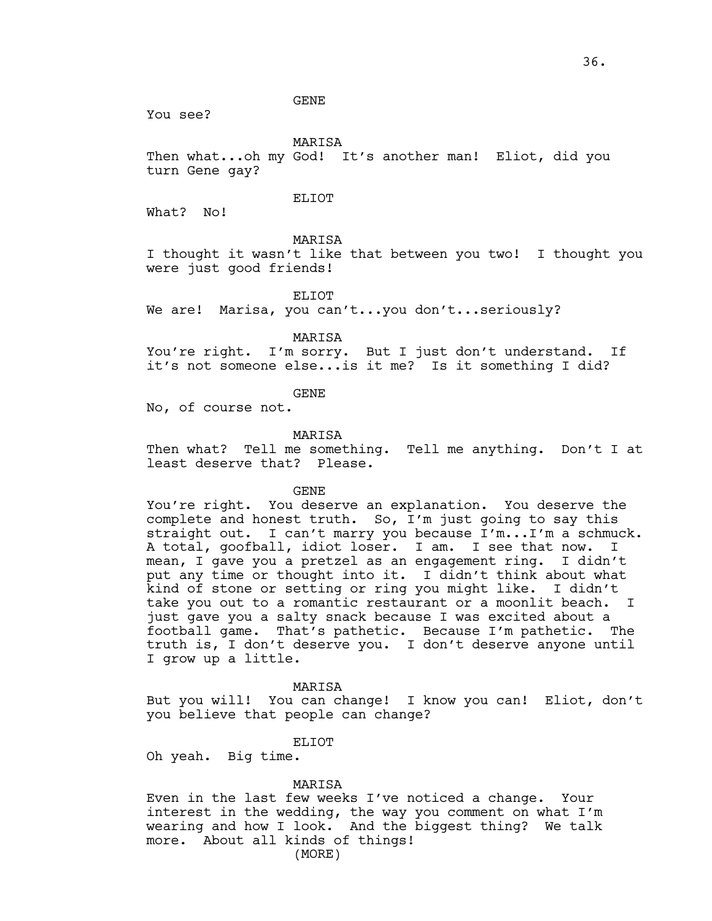GENE

You see?

MARISA

Then what...oh my God! It's another man! Eliot, did you turn Gene gay?

ELIOT

What? No!

MARISA

I thought it wasn't like that between you two! I thought you were just good friends!

ELIOT

We are! Marisa, you can't...you don't...seriously?

MARISA

You're right. I'm sorry. But I just don't understand. If it's not someone else...is it me? Is it something I did?

GENE

No, of course not.

MARISA

Then what? Tell me something. Tell me anything. Don't I at least deserve that? Please.

GENE

You're right. You deserve an explanation. You deserve the complete and honest truth. So, I'm just going to say this straight out. I can't marry you because I'm...I'm a schmuck. A total, goofball, idiot loser. I am. I see that now. I mean, I gave you a pretzel as an engagement ring. I didn't put any time or thought into it. I didn't think about what kind of stone or setting or ring you might like. I didn't take you out to a romantic restaurant or a moonlit beach. I just gave you a salty snack because I was excited about a football game. That's pathetic. Because I'm pathetic. The truth is, I don't deserve you. I don't deserve anyone until I grow up a little.

MARISA

But you will! You can change! I know you can! Eliot, don't you believe that people can change?

ELIOT

Oh yeah. Big time.

MARISA

Even in the last few weeks I've noticed a change. Your interest in the wedding, the way you comment on what I'm wearing and how I look. And the biggest thing? We talk more. About all kinds of things!

(MORE)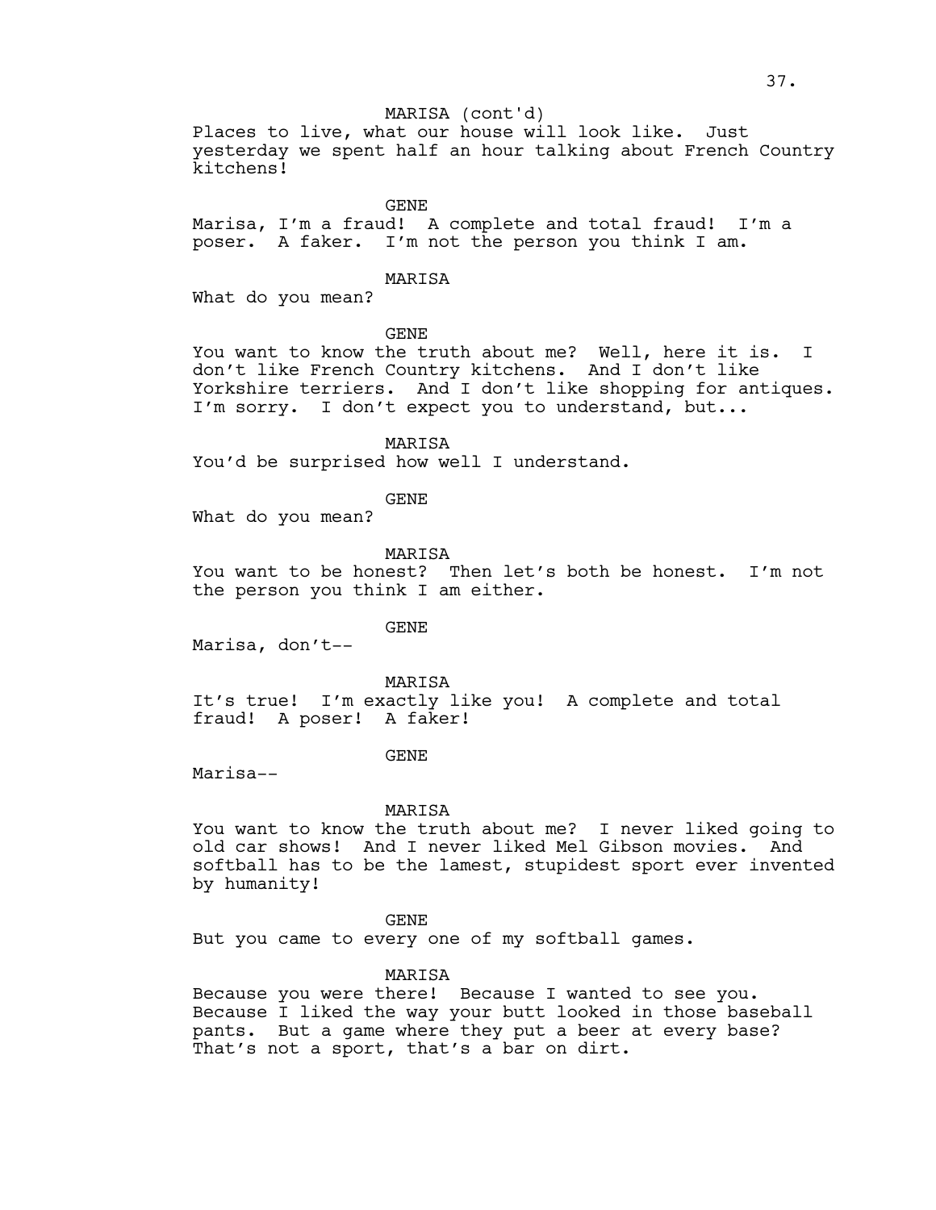MARISA (cont'd)

Places to live, what our house will look like. Just yesterday we spent half an hour talking about French Country kitchens!

GENE

Marisa, I'm a fraud! A complete and total fraud! I'm a poser. A faker. I'm not the person you think I am.

MARISA

What do you mean?

GENE

You want to know the truth about me? Well, here it is. I don't like French Country kitchens. And I don't like Yorkshire terriers. And I don't like shopping for antiques. I'm sorry. I don't expect you to understand, but...

MARISA

You'd be surprised how well I understand.

GENE

What do you mean?

MARISA

You want to be honest? Then let's both be honest. I'm not the person you think I am either.

GENE

Marisa, don't--

MARISA

It's true! I'm exactly like you! A complete and total fraud! A poser! A faker!

GENE

Marisa--

MARISA

You want to know the truth about me? I never liked going to old car shows! And I never liked Mel Gibson movies. And softball has to be the lamest, stupidest sport ever invented by humanity!

GENE

But you came to every one of my softball games.

MARISA

Because you were there! Because I wanted to see you. Because I liked the way your butt looked in those baseball pants. But a game where they put a beer at every base? That's not a sport, that's a bar on dirt.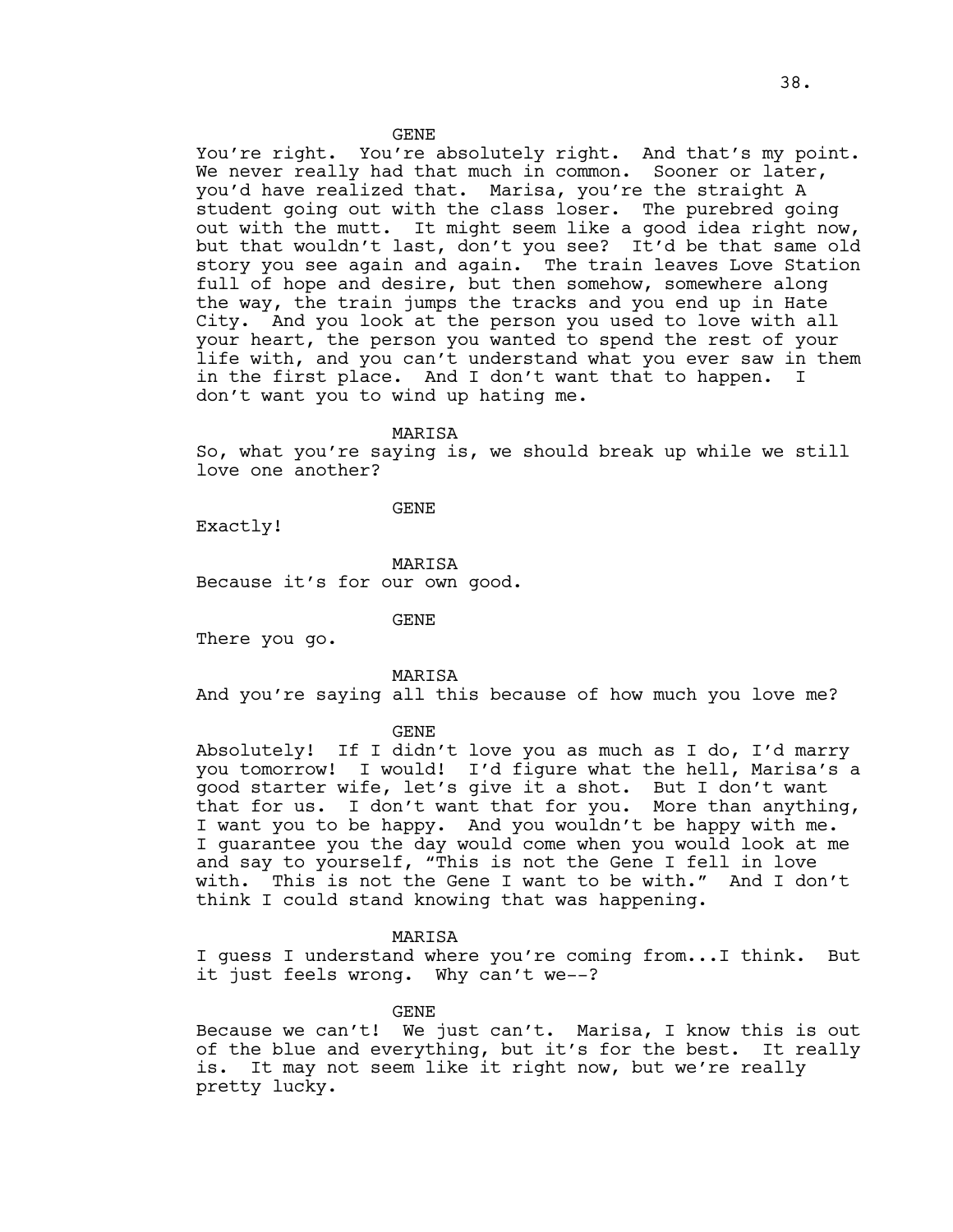GENE

You're right. You're absolutely right. And that's my point. We never really had that much in common. Sooner or later, you'd have realized that. Marisa, you're the straight A student going out with the class loser. The purebred going out with the mutt. It might seem like a good idea right now, but that wouldn't last, don't you see? It'd be that same old story you see again and again. The train leaves Love Station full of hope and desire, but then somehow, somewhere along the way, the train jumps the tracks and you end up in Hate City. And you look at the person you used to love with all your heart, the person you wanted to spend the rest of your life with, and you can't understand what you ever saw in them in the first place. And I don't want that to happen. I don't want you to wind up hating me.

MARISA

So, what you're saying is, we should break up while we still love one another?

GENE

Exactly!

MARISA

Because it's for our own good.

GENE

There you go.

MARISA

And you're saying all this because of how much you love me?

GENE

Absolutely! If I didn't love you as much as I do, I'd marry you tomorrow! I would! I'd figure what the hell, Marisa's a good starter wife, let's give it a shot. But I don't want that for us. I don't want that for you. More than anything, I want you to be happy. And you wouldn't be happy with me. I guarantee you the day would come when you would look at me and say to yourself, "This is not the Gene I fell in love with. This is not the Gene I want to be with." And I don't think I could stand knowing that was happening.

MARISA

I guess I understand where you're coming from...I think. But it just feels wrong. Why can't we--?

GENE

Because we can't! We just can't. Marisa, I know this is out of the blue and everything, but it's for the best. It really is. It may not seem like it right now, but we're really pretty lucky.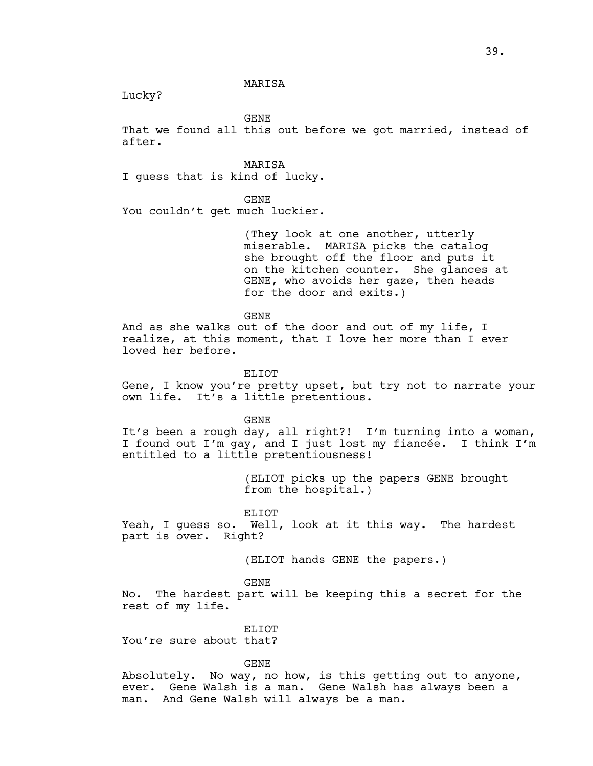MARISA

Lucky?

GENE

That we found all this out before we got married, instead of after.

MARISA

I guess that is kind of lucky.

GENE

You couldn't get much luckier.

(They look at one another, utterly miserable. MARISA picks the catalog she brought off the floor and puts it on the kitchen counter. She glances at GENE, who avoids her gaze, then heads for the door and exits.)

GENE

And as she walks out of the door and out of my life, I realize, at this moment, that I love her more than I ever loved her before.

ELIOT

Gene, I know you're pretty upset, but try not to narrate your own life. It's a little pretentious.

GENE

It's been a rough day, all right?! I'm turning into a woman, I found out I'm gay, and I just lost my fiancée. I think I'm entitled to a little pretentiousness!

(ELIOT picks up the papers GENE brought from the hospital.)

ELIOT

Yeah, I guess so. Well, look at it this way. The hardest part is over. Right?

(ELIOT hands GENE the papers.)

GENE

No. The hardest part will be keeping this a secret for the rest of my life.

ELIOT

You're sure about that?

GENE

Absolutely. No way, no how, is this getting out to anyone, ever. Gene Walsh is a man. Gene Walsh has always been a man. And Gene Walsh will always be a man.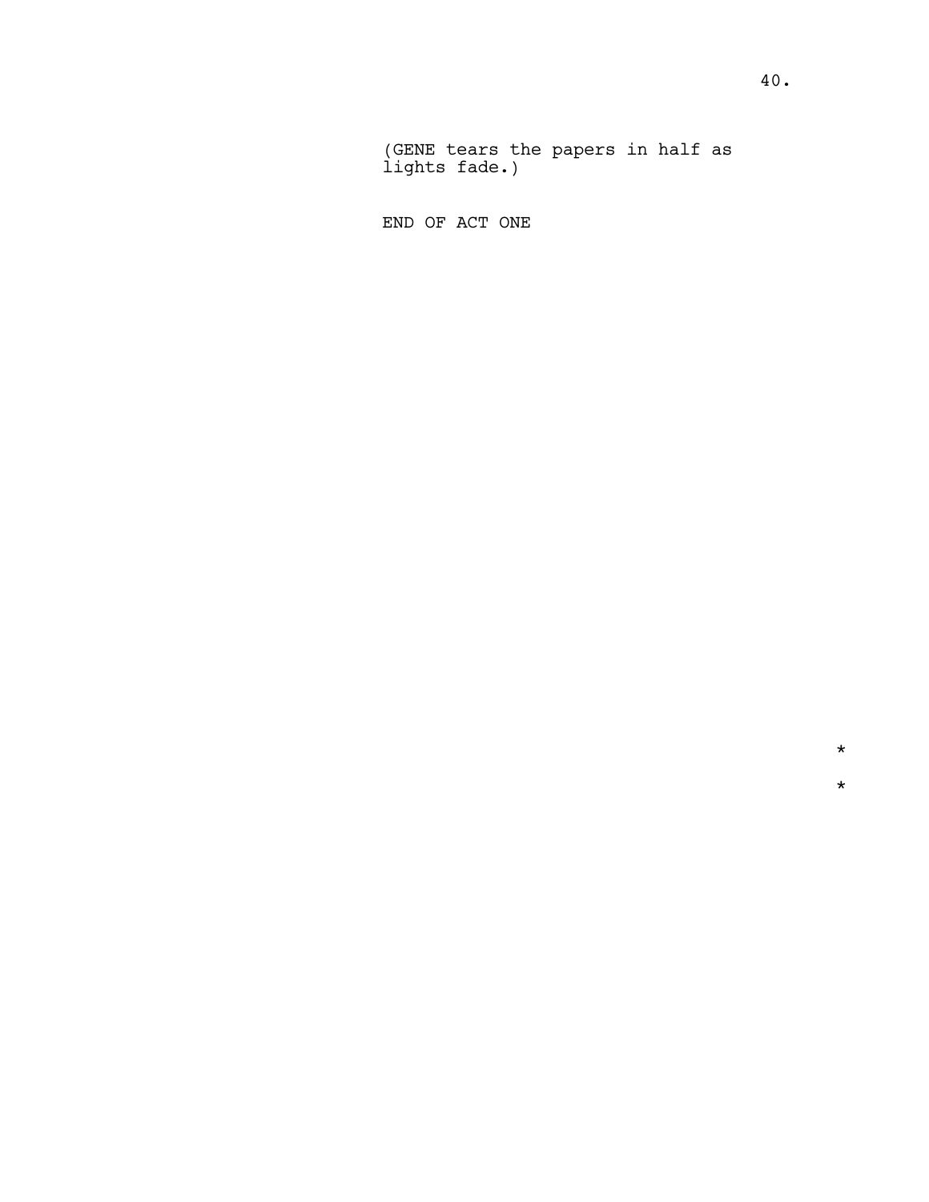(GENE tears the papers in half as lights fade.)

END OF ACT ONE

*

*